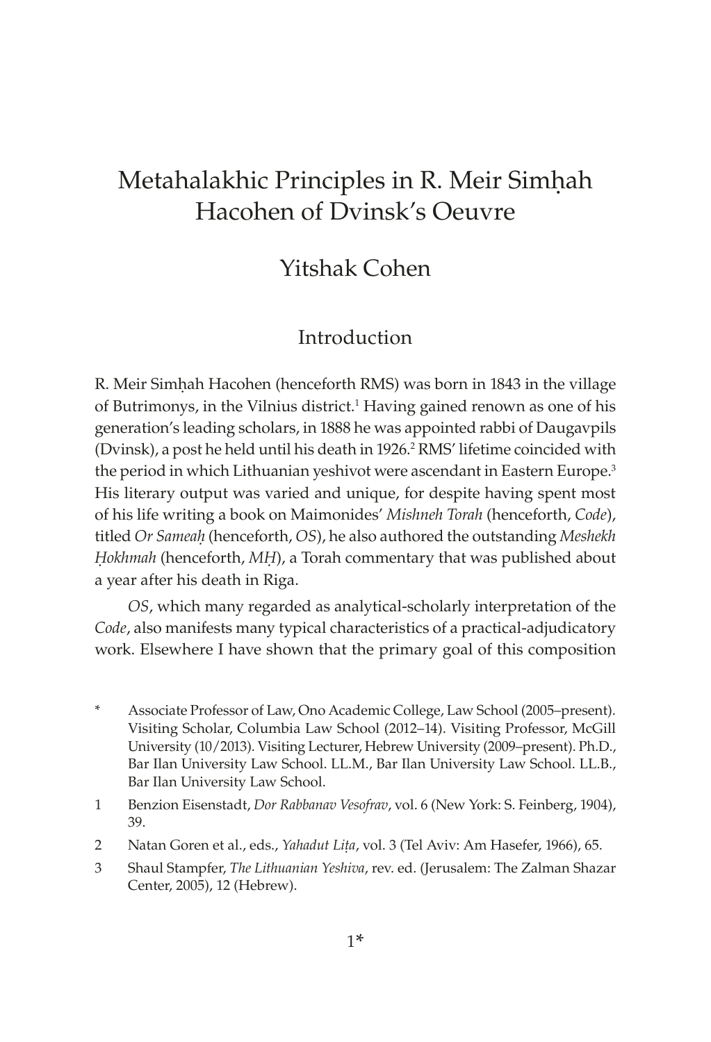# Metahalakhic Principles in R. Meir Simḥah Hacohen of Dvinsk's Oeuvre

## Yitshak Cohen

### Introduction

R. Meir Simḥah Hacohen (henceforth RMS) was born in 1843 in the village of Butrimonys, in the Vilnius district.[1] Having gained renown as one of his generation's leading scholars, in 1888 he was appointed rabbi of Daugavpils (Dvinsk), a post he held until his death in 1926.[2] RMS' lifetime coincided with the period in which Lithuanian yeshivot were ascendant in Eastern Europe.[3] His literary output was varied and unique, for despite having spent most of his life writing a book on Maimonides' *Mishneh Torah* (henceforth, *Code*), titled *Or Sameaḥ* (henceforth, *OS*), he also authored the outstanding *Meshekh Ḥokhmah* (henceforth, *MḤ*), a Torah commentary that was published about a year after his death in Riga.

*OS*, which many regarded as analytical-scholarly interpretation of the *Code*, also manifests many typical characteristics of a practical-adjudicatory work. Elsewhere I have shown that the primary goal of this composition

---

\* Associate Professor of Law, Ono Academic College, Law School (2005–present). Visiting Scholar, Columbia Law School (2012–14). Visiting Professor, McGill University (10/2013). Visiting Lecturer, Hebrew University (2009–present). Ph.D., Bar Ilan University Law School. LL.M., Bar Ilan University Law School. LL.B., Bar Ilan University Law School.

1 Benzion Eisenstadt, *Dor Rabbanav Vesofrav*, vol. 6 (New York: S. Feinberg, 1904), 39.

2 Natan Goren et al., eds., *Yahadut Liṭa*, vol. 3 (Tel Aviv: Am Hasefer, 1966), 65.

3 Shaul Stampfer, *The Lithuanian Yeshiva*, rev. ed. (Jerusalem: The Zalman Shazar Center, 2005), 12 (Hebrew).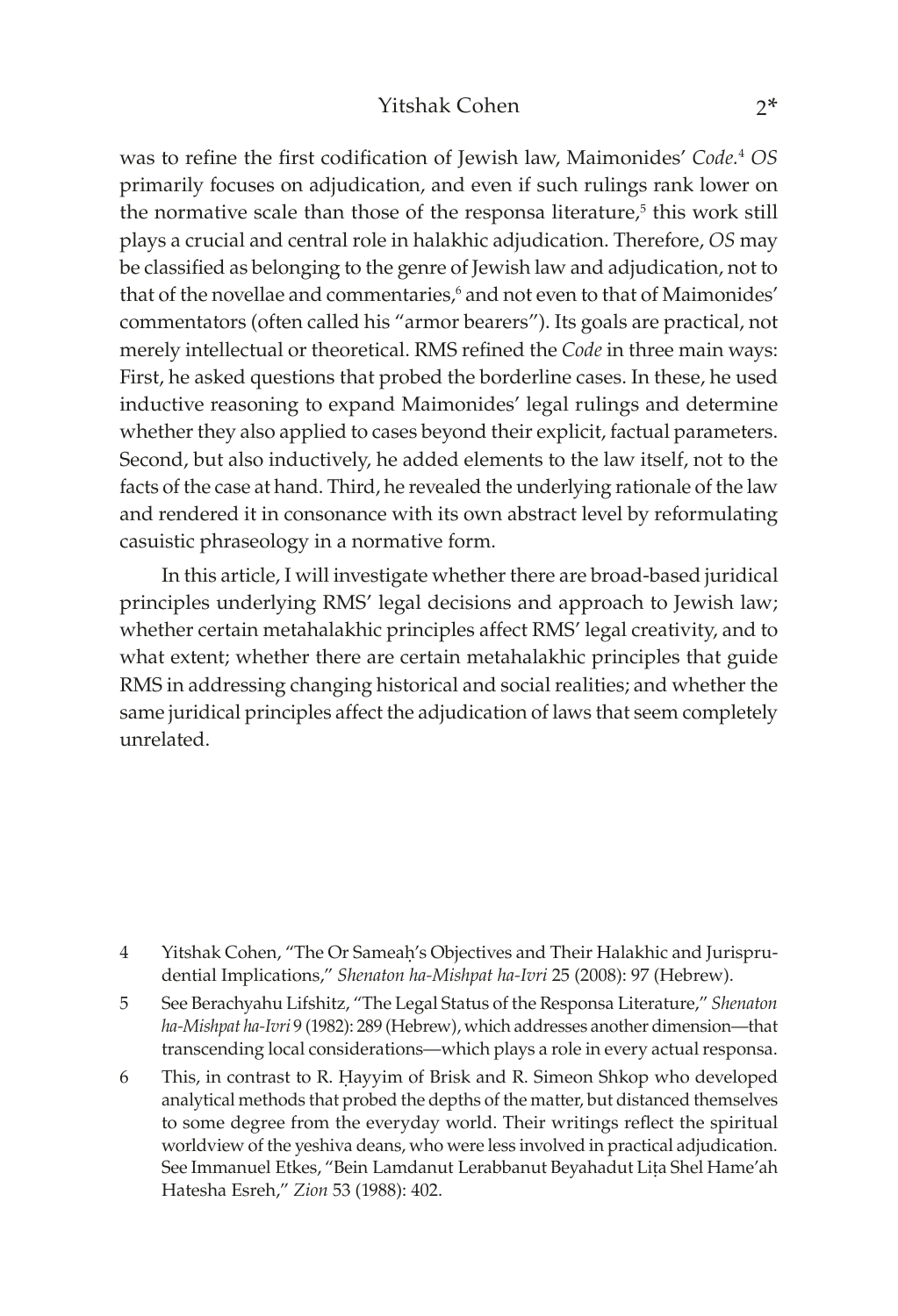was to refine the first codification of Jewish law, Maimonides' *Code.*[4] *OS* primarily focuses on adjudication, and even if such rulings rank lower on the normative scale than those of the responsa literature,[5] this work still plays a crucial and central role in halakhic adjudication. Therefore, *OS* may be classified as belonging to the genre of Jewish law and adjudication, not to that of the novellae and commentaries,[6] and not even to that of Maimonides' commentators (often called his "armor bearers"). Its goals are practical, not merely intellectual or theoretical. RMS refined the *Code* in three main ways: First, he asked questions that probed the borderline cases. In these, he used inductive reasoning to expand Maimonides' legal rulings and determine whether they also applied to cases beyond their explicit, factual parameters. Second, but also inductively, he added elements to the law itself, not to the facts of the case at hand. Third, he revealed the underlying rationale of the law and rendered it in consonance with its own abstract level by reformulating casuistic phraseology in a normative form.

In this article, I will investigate whether there are broad-based juridical principles underlying RMS' legal decisions and approach to Jewish law; whether certain metahalakhic principles affect RMS' legal creativity, and to what extent; whether there are certain metahalakhic principles that guide RMS in addressing changing historical and social realities; and whether the same juridical principles affect the adjudication of laws that seem completely unrelated.

---

4 Yitshak Cohen, "The Or Sameaḥ's Objectives and Their Halakhic and Jurisprudential Implications," *Shenaton ha-Mishpat ha-Ivri* 25 (2008): 97 (Hebrew).

5 See Berachyahu Lifshitz, "The Legal Status of the Responsa Literature," *Shenaton ha-Mishpat ha-Ivri* 9 (1982): 289 (Hebrew), which addresses another dimension—that transcending local considerations—which plays a role in every actual responsa.

6 This, in contrast to R. Ḥayyim of Brisk and R. Simeon Shkop who developed analytical methods that probed the depths of the matter, but distanced themselves to some degree from the everyday world. Their writings reflect the spiritual worldview of the yeshiva deans, who were less involved in practical adjudication. See Immanuel Etkes, "Bein Lamdanut Lerabbanut Beyahadut Liṭa Shel Hame'ah Hatesha Esreh," *Zion* 53 (1988): 402.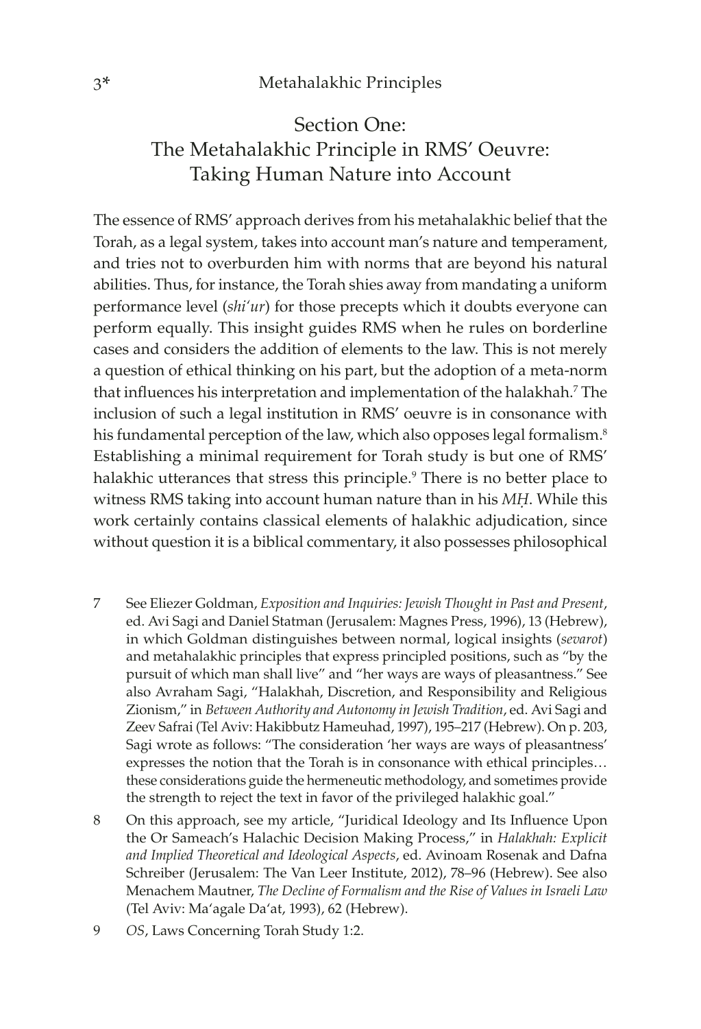## Section One:
## The Metahalakhic Principle in RMS' Oeuvre: Taking Human Nature into Account

The essence of RMS' approach derives from his metahalakhic belief that the Torah, as a legal system, takes into account man's nature and temperament, and tries not to overburden him with norms that are beyond his natural abilities. Thus, for instance, the Torah shies away from mandating a uniform performance level (*shi'ur*) for those precepts which it doubts everyone can perform equally. This insight guides RMS when he rules on borderline cases and considers the addition of elements to the law. This is not merely a question of ethical thinking on his part, but the adoption of a meta-norm that influences his interpretation and implementation of the halakhah.[7] The inclusion of such a legal institution in RMS' oeuvre is in consonance with his fundamental perception of the law, which also opposes legal formalism.[8] Establishing a minimal requirement for Torah study is but one of RMS' halakhic utterances that stress this principle.[9] There is no better place to witness RMS taking into account human nature than in his *MḤ*. While this work certainly contains classical elements of halakhic adjudication, since without question it is a biblical commentary, it also possesses philosophical

7 See Eliezer Goldman, *Exposition and Inquiries: Jewish Thought in Past and Present*, ed. Avi Sagi and Daniel Statman (Jerusalem: Magnes Press, 1996), 13 (Hebrew), in which Goldman distinguishes between normal, logical insights (*sevarot*) and metahalakhic principles that express principled positions, such as "by the pursuit of which man shall live" and "her ways are ways of pleasantness." See also Avraham Sagi, "Halakhah, Discretion, and Responsibility and Religious Zionism," in *Between Authority and Autonomy in Jewish Tradition*, ed. Avi Sagi and Zeev Safrai (Tel Aviv: Hakibbutz Hameuhad, 1997), 195–217 (Hebrew). On p. 203, Sagi wrote as follows: "The consideration 'her ways are ways of pleasantness' expresses the notion that the Torah is in consonance with ethical principles… these considerations guide the hermeneutic methodology, and sometimes provide the strength to reject the text in favor of the privileged halakhic goal."

8 On this approach, see my article, "Juridical Ideology and Its Influence Upon the Or Sameach's Halachic Decision Making Process," in *Halakhah: Explicit and Implied Theoretical and Ideological Aspects*, ed. Avinoam Rosenak and Dafna Schreiber (Jerusalem: The Van Leer Institute, 2012), 78–96 (Hebrew). See also Menachem Mautner, *The Decline of Formalism and the Rise of Values in Israeli Law* (Tel Aviv: Ma'agale Da'at, 1993), 62 (Hebrew).

9 *OS*, Laws Concerning Torah Study 1:2.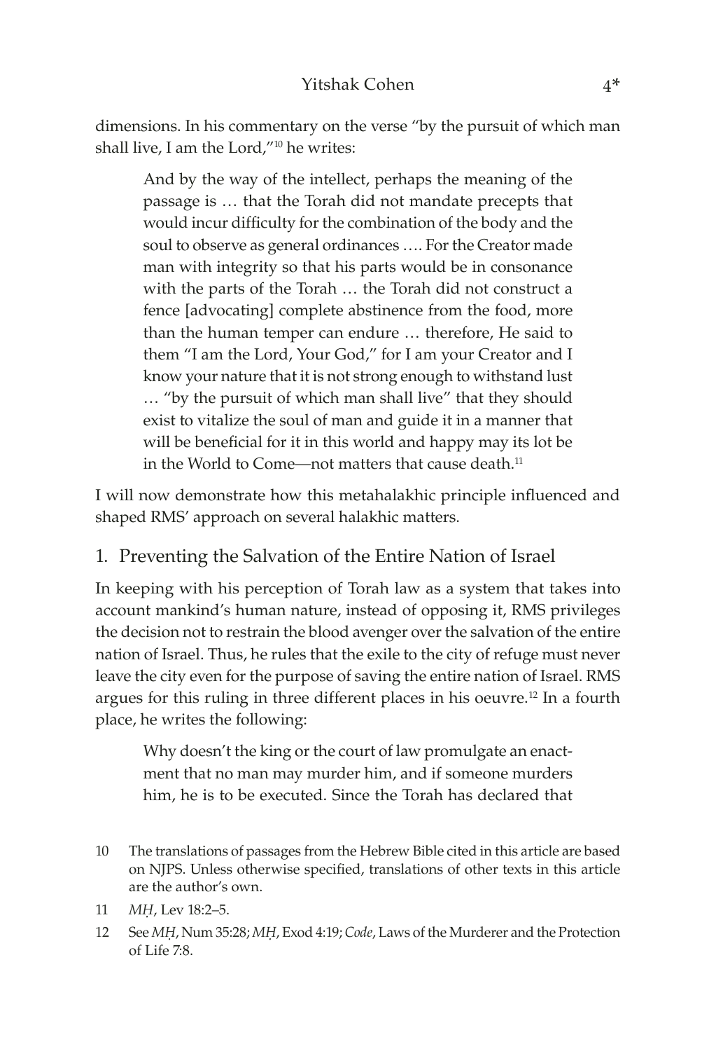dimensions. In his commentary on the verse "by the pursuit of which man shall live, I am the Lord,"[10] he writes:

> And by the way of the intellect, perhaps the meaning of the passage is … that the Torah did not mandate precepts that would incur difficulty for the combination of the body and the soul to observe as general ordinances …. For the Creator made man with integrity so that his parts would be in consonance with the parts of the Torah … the Torah did not construct a fence [advocating] complete abstinence from the food, more than the human temper can endure … therefore, He said to them "I am the Lord, Your God," for I am your Creator and I know your nature that it is not strong enough to withstand lust … "by the pursuit of which man shall live" that they should exist to vitalize the soul of man and guide it in a manner that will be beneficial for it in this world and happy may its lot be in the World to Come—not matters that cause death.[11]

I will now demonstrate how this metahalakhic principle influenced and shaped RMS' approach on several halakhic matters.

## 1. Preventing the Salvation of the Entire Nation of Israel

In keeping with his perception of Torah law as a system that takes into account mankind's human nature, instead of opposing it, RMS privileges the decision not to restrain the blood avenger over the salvation of the entire nation of Israel. Thus, he rules that the exile to the city of refuge must never leave the city even for the purpose of saving the entire nation of Israel. RMS argues for this ruling in three different places in his oeuvre.[12] In a fourth place, he writes the following:

> Why doesn't the king or the court of law promulgate an enactment that no man may murder him, and if someone murders him, he is to be executed. Since the Torah has declared that

---

10 The translations of passages from the Hebrew Bible cited in this article are based on NJPS. Unless otherwise specified, translations of other texts in this article are the author's own.

11 *MḤ*, Lev 18:2–5.

12 See *MḤ*, Num 35:28; *MḤ*, Exod 4:19; *Code*, Laws of the Murderer and the Protection of Life 7:8.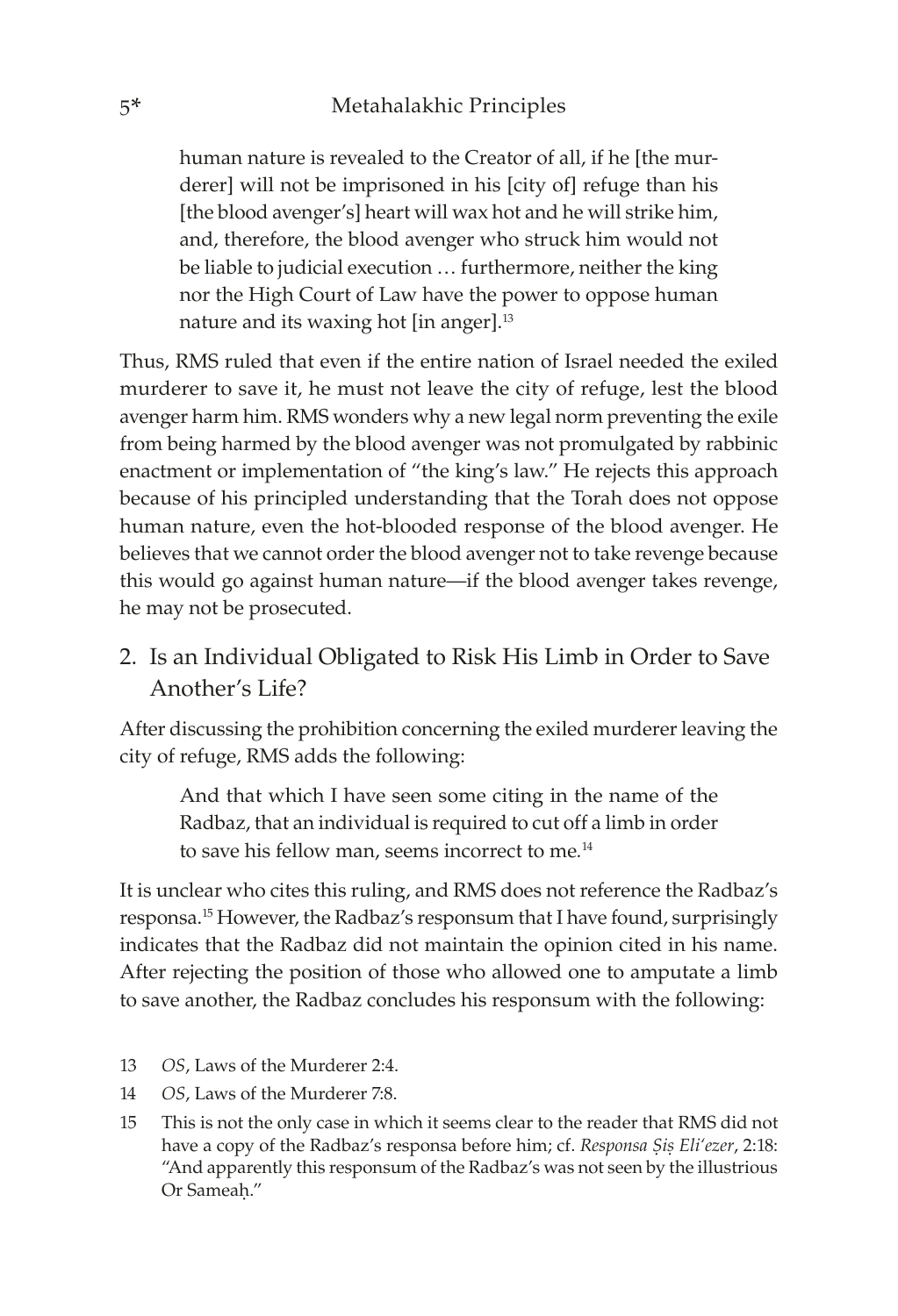> human nature is revealed to the Creator of all, if he [the murderer] will not be imprisoned in his [city of] refuge than his [the blood avenger's] heart will wax hot and he will strike him, and, therefore, the blood avenger who struck him would not be liable to judicial execution … furthermore, neither the king nor the High Court of Law have the power to oppose human nature and its waxing hot [in anger].[13]

Thus, RMS ruled that even if the entire nation of Israel needed the exiled murderer to save it, he must not leave the city of refuge, lest the blood avenger harm him. RMS wonders why a new legal norm preventing the exile from being harmed by the blood avenger was not promulgated by rabbinic enactment or implementation of "the king's law." He rejects this approach because of his principled understanding that the Torah does not oppose human nature, even the hot-blooded response of the blood avenger. He believes that we cannot order the blood avenger not to take revenge because this would go against human nature—if the blood avenger takes revenge, he may not be prosecuted.

## 2. Is an Individual Obligated to Risk His Limb in Order to Save Another's Life?

After discussing the prohibition concerning the exiled murderer leaving the city of refuge, RMS adds the following:

> And that which I have seen some citing in the name of the Radbaz, that an individual is required to cut off a limb in order to save his fellow man, seems incorrect to me.[14]

It is unclear who cites this ruling, and RMS does not reference the Radbaz's responsa.[15] However, the Radbaz's responsum that I have found, surprisingly indicates that the Radbaz did not maintain the opinion cited in his name. After rejecting the position of those who allowed one to amputate a limb to save another, the Radbaz concludes his responsum with the following:

13 *OS*, Laws of the Murderer 2:4.

14 *OS*, Laws of the Murderer 7:8.

15 This is not the only case in which it seems clear to the reader that RMS did not have a copy of the Radbaz's responsa before him; cf. *Responsa Ṣiṣ Eli'ezer*, 2:18: "And apparently this responsum of the Radbaz's was not seen by the illustrious Or Sameaḥ."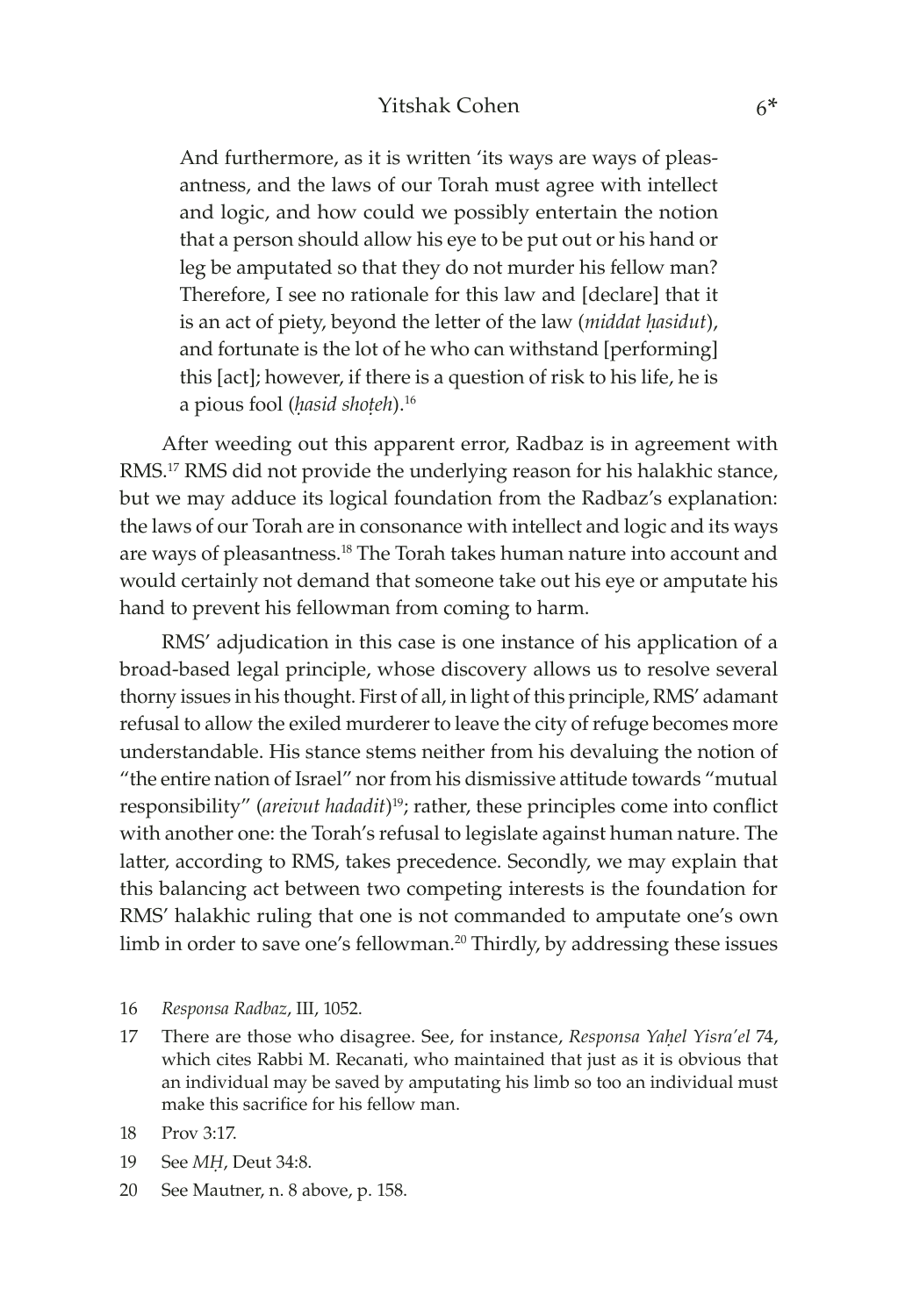> And furthermore, as it is written 'its ways are ways of pleasantness, and the laws of our Torah must agree with intellect and logic, and how could we possibly entertain the notion that a person should allow his eye to be put out or his hand or leg be amputated so that they do not murder his fellow man? Therefore, I see no rationale for this law and [declare] that it is an act of piety, beyond the letter of the law (*middat ḥasidut*), and fortunate is the lot of he who can withstand [performing] this [act]; however, if there is a question of risk to his life, he is a pious fool (*ḥasid shoṭeh*).[16]

After weeding out this apparent error, Radbaz is in agreement with RMS.[17] RMS did not provide the underlying reason for his halakhic stance, but we may adduce its logical foundation from the Radbaz's explanation: the laws of our Torah are in consonance with intellect and logic and its ways are ways of pleasantness.[18] The Torah takes human nature into account and would certainly not demand that someone take out his eye or amputate his hand to prevent his fellowman from coming to harm.

RMS' adjudication in this case is one instance of his application of a broad-based legal principle, whose discovery allows us to resolve several thorny issues in his thought. First of all, in light of this principle, RMS' adamant refusal to allow the exiled murderer to leave the city of refuge becomes more understandable. His stance stems neither from his devaluing the notion of "the entire nation of Israel" nor from his dismissive attitude towards "mutual responsibility" (*areivut hadadit*)[19]; rather, these principles come into conflict with another one: the Torah's refusal to legislate against human nature. The latter, according to RMS, takes precedence. Secondly, we may explain that this balancing act between two competing interests is the foundation for RMS' halakhic ruling that one is not commanded to amputate one's own limb in order to save one's fellowman.[20] Thirdly, by addressing these issues

16 *Responsa Radbaz*, III, 1052.

17 There are those who disagree. See, for instance, *Responsa Yaḥel Yisra'el* 74, which cites Rabbi M. Recanati, who maintained that just as it is obvious that an individual may be saved by amputating his limb so too an individual must make this sacrifice for his fellow man.

18 Prov 3:17.

19 See *MḤ*, Deut 34:8.

20 See Mautner, n. 8 above, p. 158.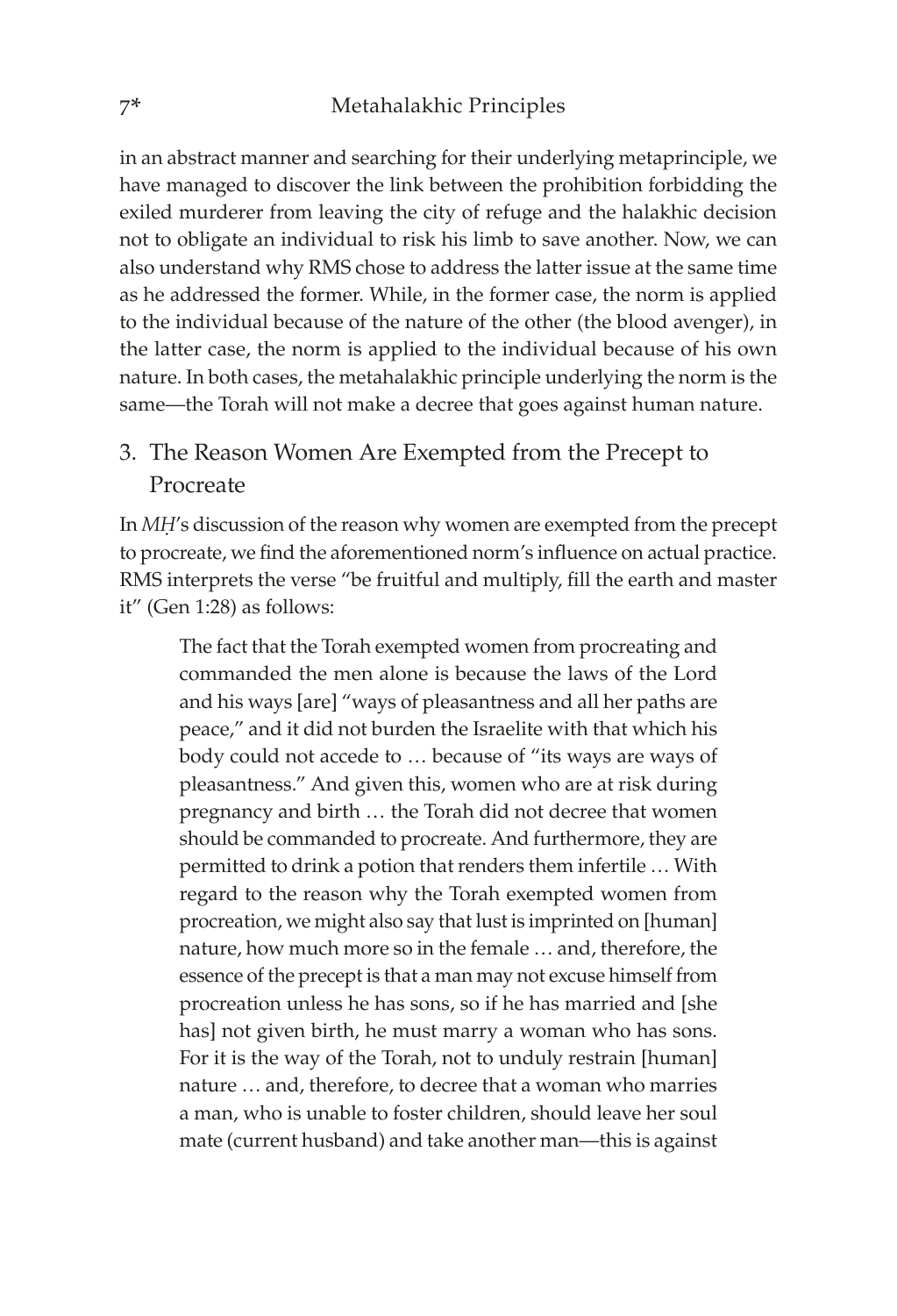in an abstract manner and searching for their underlying metaprinciple, we have managed to discover the link between the prohibition forbidding the exiled murderer from leaving the city of refuge and the halakhic decision not to obligate an individual to risk his limb to save another. Now, we can also understand why RMS chose to address the latter issue at the same time as he addressed the former. While, in the former case, the norm is applied to the individual because of the nature of the other (the blood avenger), in the latter case, the norm is applied to the individual because of his own nature. In both cases, the metahalakhic principle underlying the norm is the same—the Torah will not make a decree that goes against human nature.

## 3. The Reason Women Are Exempted from the Precept to Procreate

In *MḤ*'s discussion of the reason why women are exempted from the precept to procreate, we find the aforementioned norm's influence on actual practice. RMS interprets the verse "be fruitful and multiply, fill the earth and master it" (Gen 1:28) as follows:

> The fact that the Torah exempted women from procreating and commanded the men alone is because the laws of the Lord and his ways [are] "ways of pleasantness and all her paths are peace," and it did not burden the Israelite with that which his body could not accede to … because of "its ways are ways of pleasantness." And given this, women who are at risk during pregnancy and birth … the Torah did not decree that women should be commanded to procreate. And furthermore, they are permitted to drink a potion that renders them infertile … With regard to the reason why the Torah exempted women from procreation, we might also say that lust is imprinted on [human] nature, how much more so in the female … and, therefore, the essence of the precept is that a man may not excuse himself from procreation unless he has sons, so if he has married and [she has] not given birth, he must marry a woman who has sons. For it is the way of the Torah, not to unduly restrain [human] nature … and, therefore, to decree that a woman who marries a man, who is unable to foster children, should leave her soul mate (current husband) and take another man—this is against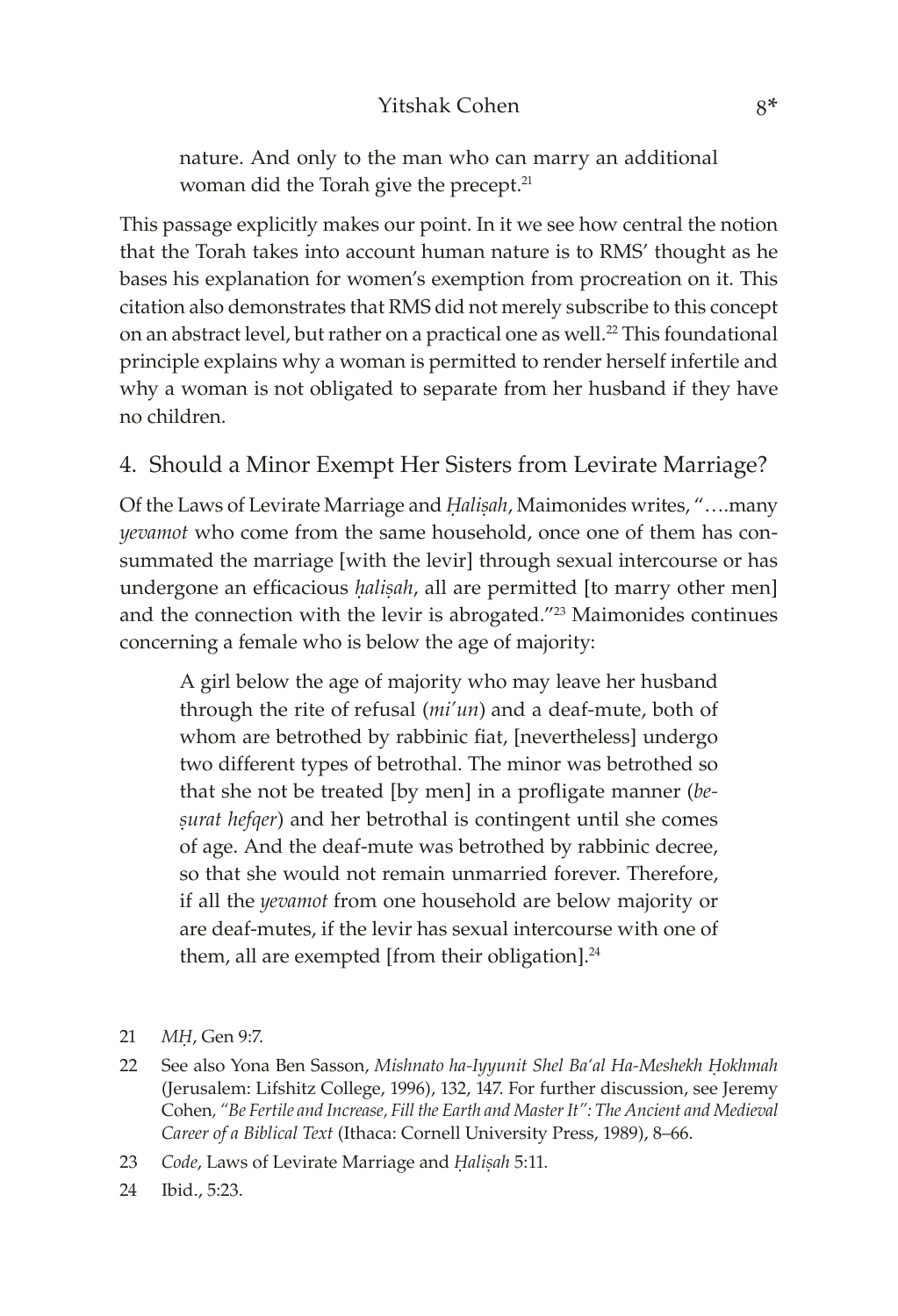> nature. And only to the man who can marry an additional woman did the Torah give the precept.[21]

This passage explicitly makes our point. In it we see how central the notion that the Torah takes into account human nature is to RMS' thought as he bases his explanation for women's exemption from procreation on it. This citation also demonstrates that RMS did not merely subscribe to this concept on an abstract level, but rather on a practical one as well.[22] This foundational principle explains why a woman is permitted to render herself infertile and why a woman is not obligated to separate from her husband if they have no children.

## 4. Should a Minor Exempt Her Sisters from Levirate Marriage?

Of the Laws of Levirate Marriage and *Ḥaliṣah*, Maimonides writes, "….many *yevamot* who come from the same household, once one of them has consummated the marriage [with the levir] through sexual intercourse or has undergone an efficacious *ḥaliṣah*, all are permitted [to marry other men] and the connection with the levir is abrogated."[23] Maimonides continues concerning a female who is below the age of majority:

> A girl below the age of majority who may leave her husband through the rite of refusal (*mi'un*) and a deaf-mute, both of whom are betrothed by rabbinic fiat, [nevertheless] undergo two different types of betrothal. The minor was betrothed so that she not be treated [by men] in a profligate manner (*be-ṣurat hefqer*) and her betrothal is contingent until she comes of age. And the deaf-mute was betrothed by rabbinic decree, so that she would not remain unmarried forever. Therefore, if all the *yevamot* from one household are below majority or are deaf-mutes, if the levir has sexual intercourse with one of them, all are exempted [from their obligation].[24]

21 *MḤ*, Gen 9:7.

22 See also Yona Ben Sasson, *Mishnato ha-Iyyunit Shel Ba'al Ha-Meshekh Ḥokhmah* (Jerusalem: Lifshitz College, 1996), 132, 147. For further discussion, see Jeremy Cohen, *"Be Fertile and Increase, Fill the Earth and Master It": The Ancient and Medieval Career of a Biblical Text* (Ithaca: Cornell University Press, 1989), 8–66.

23 *Code*, Laws of Levirate Marriage and *Ḥaliṣah* 5:11.

24 Ibid., 5:23.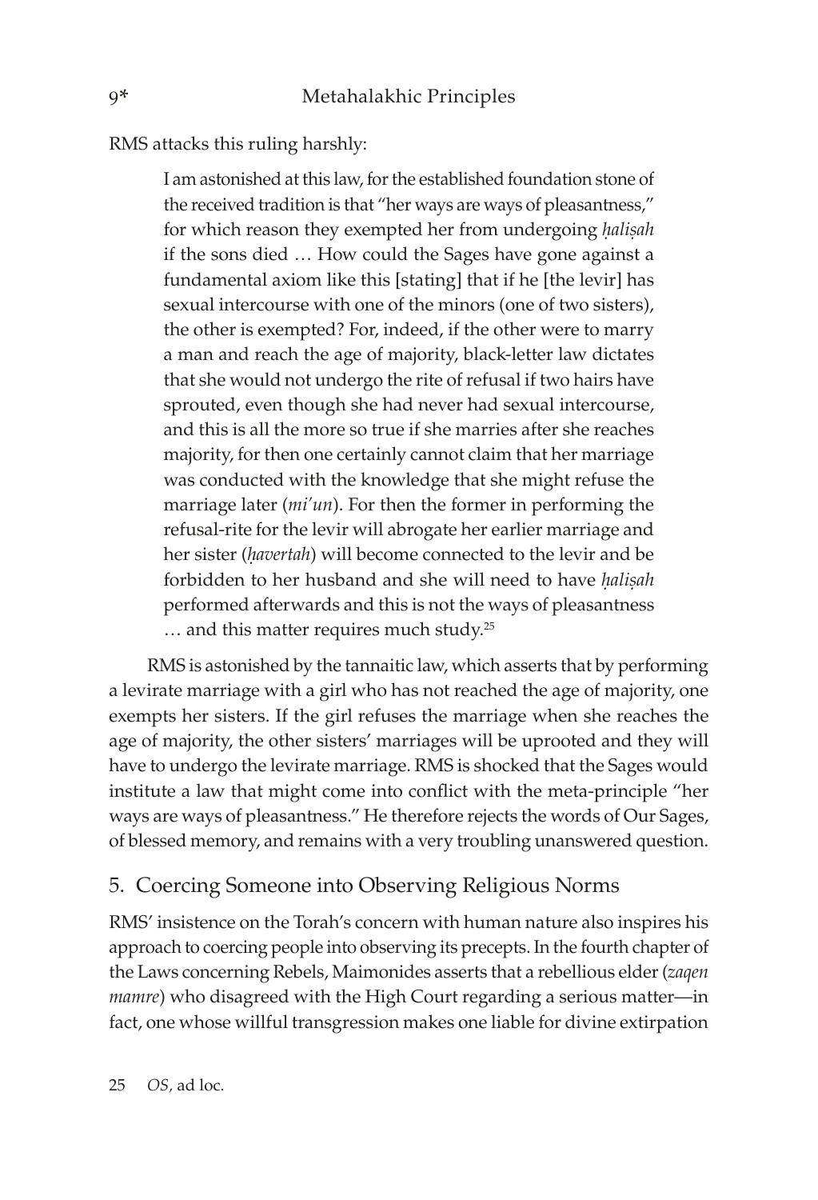RMS attacks this ruling harshly:

> I am astonished at this law, for the established foundation stone of the received tradition is that "her ways are ways of pleasantness," for which reason they exempted her from undergoing *ḥaliṣah* if the sons died … How could the Sages have gone against a fundamental axiom like this [stating] that if he [the levir] has sexual intercourse with one of the minors (one of two sisters), the other is exempted? For, indeed, if the other were to marry a man and reach the age of majority, black-letter law dictates that she would not undergo the rite of refusal if two hairs have sprouted, even though she had never had sexual intercourse, and this is all the more so true if she marries after she reaches majority, for then one certainly cannot claim that her marriage was conducted with the knowledge that she might refuse the marriage later (*mi'un*). For then the former in performing the refusal-rite for the levir will abrogate her earlier marriage and her sister (*ḥavertah*) will become connected to the levir and be forbidden to her husband and she will need to have *ḥaliṣah* performed afterwards and this is not the ways of pleasantness … and this matter requires much study.[25]

RMS is astonished by the tannaitic law, which asserts that by performing a levirate marriage with a girl who has not reached the age of majority, one exempts her sisters. If the girl refuses the marriage when she reaches the age of majority, the other sisters' marriages will be uprooted and they will have to undergo the levirate marriage. RMS is shocked that the Sages would institute a law that might come into conflict with the meta-principle "her ways are ways of pleasantness." He therefore rejects the words of Our Sages, of blessed memory, and remains with a very troubling unanswered question.

## 5. Coercing Someone into Observing Religious Norms

RMS' insistence on the Torah's concern with human nature also inspires his approach to coercing people into observing its precepts. In the fourth chapter of the Laws concerning Rebels, Maimonides asserts that a rebellious elder (*zaqen mamre*) who disagreed with the High Court regarding a serious matter—in fact, one whose willful transgression makes one liable for divine extirpation

25 *OS*, ad loc.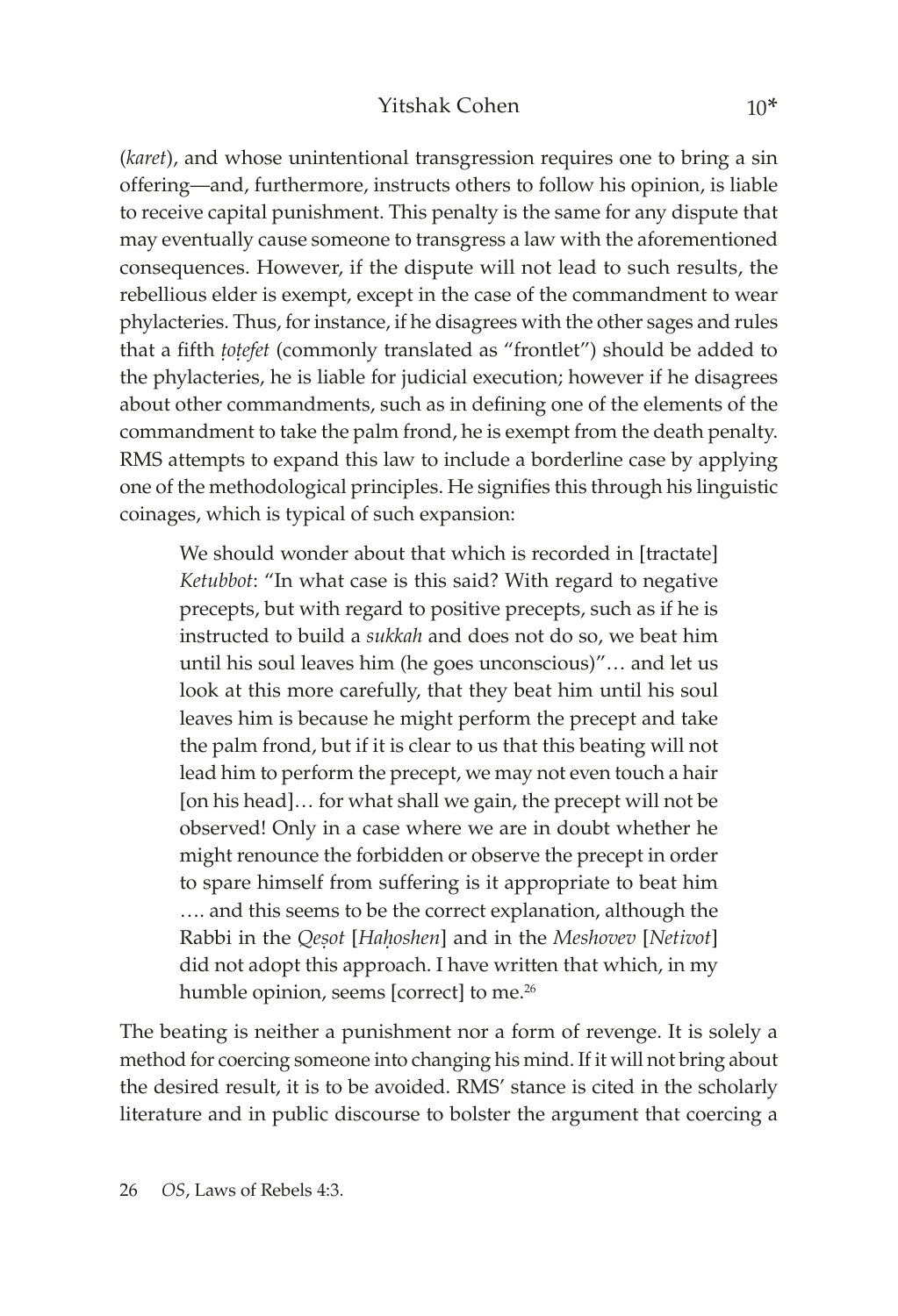(*karet*), and whose unintentional transgression requires one to bring a sin offering—and, furthermore, instructs others to follow his opinion, is liable to receive capital punishment. This penalty is the same for any dispute that may eventually cause someone to transgress a law with the aforementioned consequences. However, if the dispute will not lead to such results, the rebellious elder is exempt, except in the case of the commandment to wear phylacteries. Thus, for instance, if he disagrees with the other sages and rules that a fifth *ṭoṭefet* (commonly translated as "frontlet") should be added to the phylacteries, he is liable for judicial execution; however if he disagrees about other commandments, such as in defining one of the elements of the commandment to take the palm frond, he is exempt from the death penalty. RMS attempts to expand this law to include a borderline case by applying one of the methodological principles. He signifies this through his linguistic coinages, which is typical of such expansion:

> We should wonder about that which is recorded in [tractate] *Ketubbot*: "In what case is this said? With regard to negative precepts, but with regard to positive precepts, such as if he is instructed to build a *sukkah* and does not do so, we beat him until his soul leaves him (he goes unconscious)"… and let us look at this more carefully, that they beat him until his soul leaves him is because he might perform the precept and take the palm frond, but if it is clear to us that this beating will not lead him to perform the precept, we may not even touch a hair [on his head]… for what shall we gain, the precept will not be observed! Only in a case where we are in doubt whether he might renounce the forbidden or observe the precept in order to spare himself from suffering is it appropriate to beat him …. and this seems to be the correct explanation, although the Rabbi in the *Qeṣot* [*Haḥoshen*] and in the *Meshovev* [*Netivot*] did not adopt this approach. I have written that which, in my humble opinion, seems [correct] to me.[26]

The beating is neither a punishment nor a form of revenge. It is solely a method for coercing someone into changing his mind. If it will not bring about the desired result, it is to be avoided. RMS' stance is cited in the scholarly literature and in public discourse to bolster the argument that coercing a

26 *OS*, Laws of Rebels 4:3.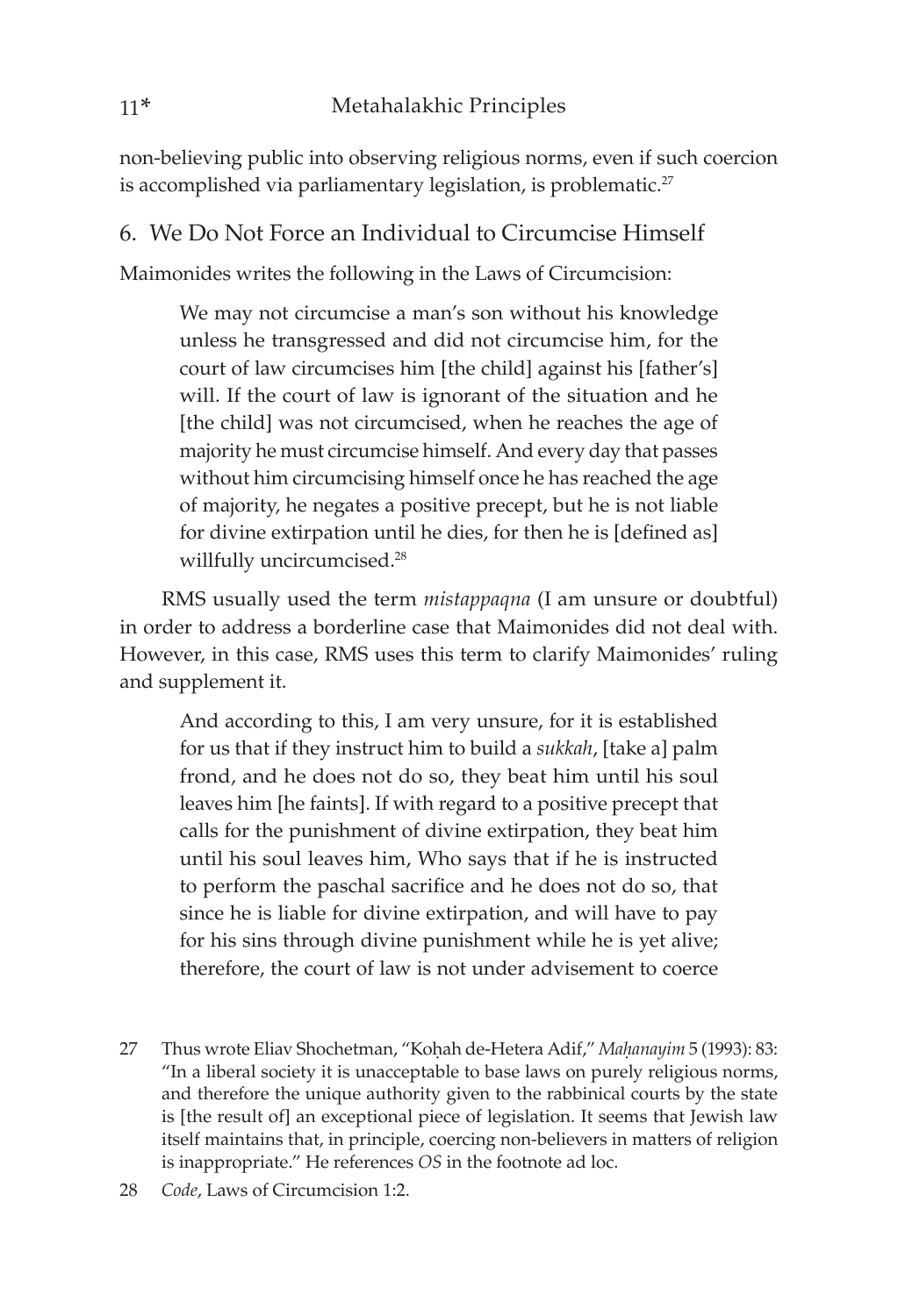non-believing public into observing religious norms, even if such coercion is accomplished via parliamentary legislation, is problematic.[27]

## 6. We Do Not Force an Individual to Circumcise Himself

Maimonides writes the following in the Laws of Circumcision:

> We may not circumcise a man's son without his knowledge unless he transgressed and did not circumcise him, for the court of law circumcises him [the child] against his [father's] will. If the court of law is ignorant of the situation and he [the child] was not circumcised, when he reaches the age of majority he must circumcise himself. And every day that passes without him circumcising himself once he has reached the age of majority, he negates a positive precept, but he is not liable for divine extirpation until he dies, for then he is [defined as] willfully uncircumcised.[28]

RMS usually used the term *mistappaqna* (I am unsure or doubtful) in order to address a borderline case that Maimonides did not deal with. However, in this case, RMS uses this term to clarify Maimonides' ruling and supplement it.

> And according to this, I am very unsure, for it is established for us that if they instruct him to build a *sukkah*, [take a] palm frond, and he does not do so, they beat him until his soul leaves him [he faints]. If with regard to a positive precept that calls for the punishment of divine extirpation, they beat him until his soul leaves him, Who says that if he is instructed to perform the paschal sacrifice and he does not do so, that since he is liable for divine extirpation, and will have to pay for his sins through divine punishment while he is yet alive; therefore, the court of law is not under advisement to coerce

27 Thus wrote Eliav Shochetman, "Koḥah de-Hetera Adif," *Maḥanayim* 5 (1993): 83: "In a liberal society it is unacceptable to base laws on purely religious norms, and therefore the unique authority given to the rabbinical courts by the state is [the result of] an exceptional piece of legislation. It seems that Jewish law itself maintains that, in principle, coercing non-believers in matters of religion is inappropriate." He references *OS* in the footnote ad loc.

28 *Code*, Laws of Circumcision 1:2.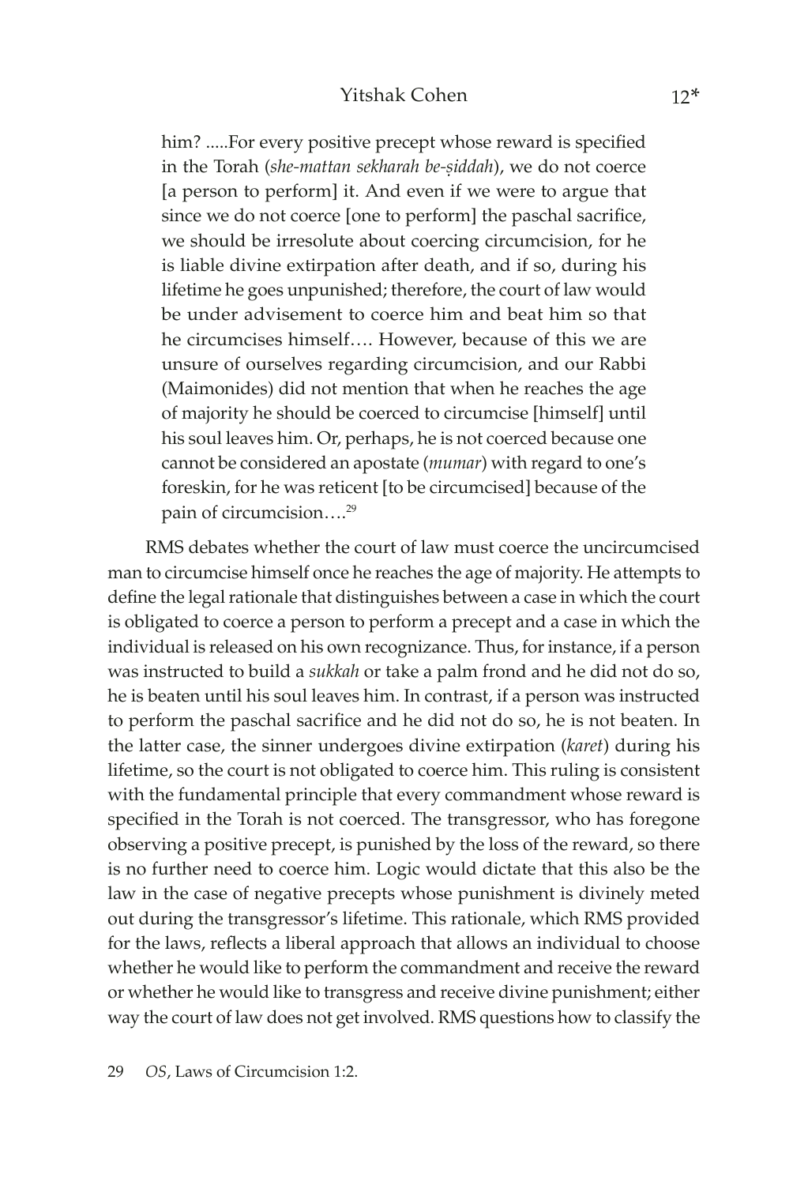> him? .....For every positive precept whose reward is specified in the Torah (*she-mattan sekharah be-ṣiddah*), we do not coerce [a person to perform] it. And even if we were to argue that since we do not coerce [one to perform] the paschal sacrifice, we should be irresolute about coercing circumcision, for he is liable divine extirpation after death, and if so, during his lifetime he goes unpunished; therefore, the court of law would be under advisement to coerce him and beat him so that he circumcises himself…. However, because of this we are unsure of ourselves regarding circumcision, and our Rabbi (Maimonides) did not mention that when he reaches the age of majority he should be coerced to circumcise [himself] until his soul leaves him. Or, perhaps, he is not coerced because one cannot be considered an apostate (*mumar*) with regard to one's foreskin, for he was reticent [to be circumcised] because of the pain of circumcision….[29]

RMS debates whether the court of law must coerce the uncircumcised man to circumcise himself once he reaches the age of majority. He attempts to define the legal rationale that distinguishes between a case in which the court is obligated to coerce a person to perform a precept and a case in which the individual is released on his own recognizance. Thus, for instance, if a person was instructed to build a *sukkah* or take a palm frond and he did not do so, he is beaten until his soul leaves him. In contrast, if a person was instructed to perform the paschal sacrifice and he did not do so, he is not beaten. In the latter case, the sinner undergoes divine extirpation (*karet*) during his lifetime, so the court is not obligated to coerce him. This ruling is consistent with the fundamental principle that every commandment whose reward is specified in the Torah is not coerced. The transgressor, who has foregone observing a positive precept, is punished by the loss of the reward, so there is no further need to coerce him. Logic would dictate that this also be the law in the case of negative precepts whose punishment is divinely meted out during the transgressor's lifetime. This rationale, which RMS provided for the laws, reflects a liberal approach that allows an individual to choose whether he would like to perform the commandment and receive the reward or whether he would like to transgress and receive divine punishment; either way the court of law does not get involved. RMS questions how to classify the

29 *OS*, Laws of Circumcision 1:2.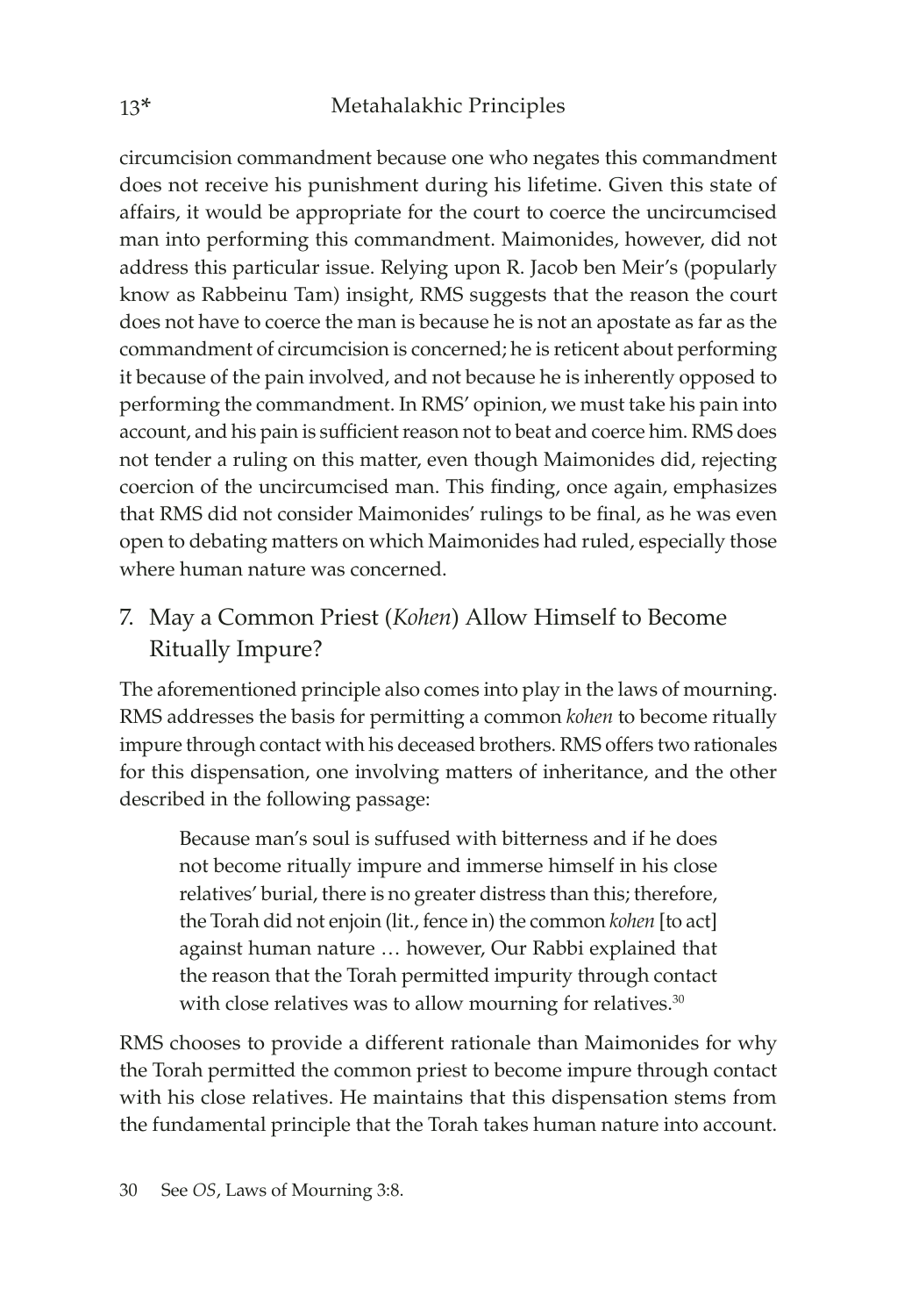circumcision commandment because one who negates this commandment does not receive his punishment during his lifetime. Given this state of affairs, it would be appropriate for the court to coerce the uncircumcised man into performing this commandment. Maimonides, however, did not address this particular issue. Relying upon R. Jacob ben Meir's (popularly know as Rabbeinu Tam) insight, RMS suggests that the reason the court does not have to coerce the man is because he is not an apostate as far as the commandment of circumcision is concerned; he is reticent about performing it because of the pain involved, and not because he is inherently opposed to performing the commandment. In RMS' opinion, we must take his pain into account, and his pain is sufficient reason not to beat and coerce him. RMS does not tender a ruling on this matter, even though Maimonides did, rejecting coercion of the uncircumcised man. This finding, once again, emphasizes that RMS did not consider Maimonides' rulings to be final, as he was even open to debating matters on which Maimonides had ruled, especially those where human nature was concerned.

## 7. May a Common Priest (*Kohen*) Allow Himself to Become Ritually Impure?

The aforementioned principle also comes into play in the laws of mourning. RMS addresses the basis for permitting a common *kohen* to become ritually impure through contact with his deceased brothers. RMS offers two rationales for this dispensation, one involving matters of inheritance, and the other described in the following passage:

> Because man's soul is suffused with bitterness and if he does not become ritually impure and immerse himself in his close relatives' burial, there is no greater distress than this; therefore, the Torah did not enjoin (lit., fence in) the common *kohen* [to act] against human nature … however, Our Rabbi explained that the reason that the Torah permitted impurity through contact with close relatives was to allow mourning for relatives.[30]

RMS chooses to provide a different rationale than Maimonides for why the Torah permitted the common priest to become impure through contact with his close relatives. He maintains that this dispensation stems from the fundamental principle that the Torah takes human nature into account.

30 See *OS*, Laws of Mourning 3:8.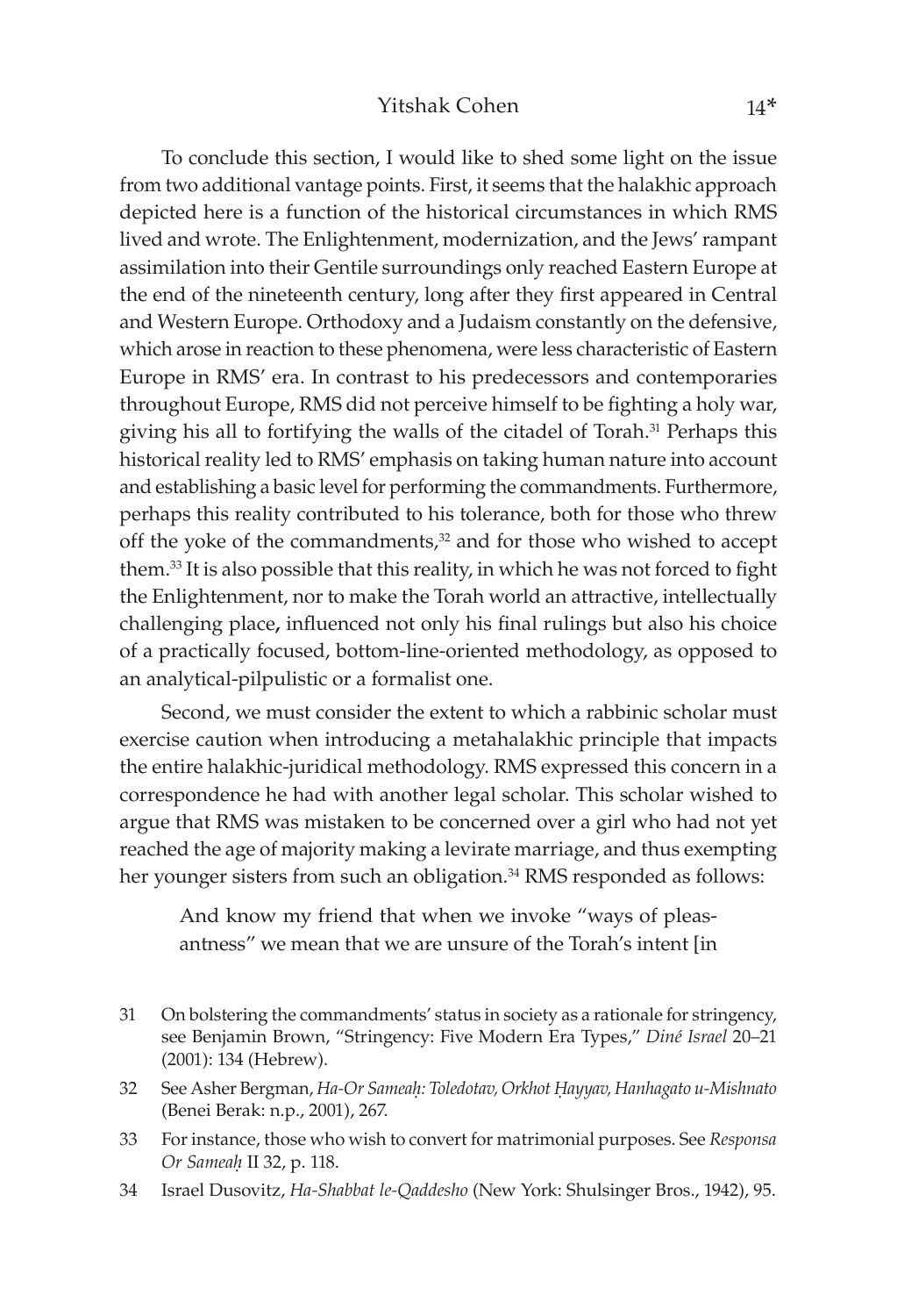To conclude this section, I would like to shed some light on the issue from two additional vantage points. First, it seems that the halakhic approach depicted here is a function of the historical circumstances in which RMS lived and wrote. The Enlightenment, modernization, and the Jews' rampant assimilation into their Gentile surroundings only reached Eastern Europe at the end of the nineteenth century, long after they first appeared in Central and Western Europe. Orthodoxy and a Judaism constantly on the defensive, which arose in reaction to these phenomena, were less characteristic of Eastern Europe in RMS' era. In contrast to his predecessors and contemporaries throughout Europe, RMS did not perceive himself to be fighting a holy war, giving his all to fortifying the walls of the citadel of Torah.[31] Perhaps this historical reality led to RMS' emphasis on taking human nature into account and establishing a basic level for performing the commandments. Furthermore, perhaps this reality contributed to his tolerance, both for those who threw off the yoke of the commandments,[32] and for those who wished to accept them.[33] It is also possible that this reality, in which he was not forced to fight the Enlightenment, nor to make the Torah world an attractive, intellectually challenging place**,** influenced not only his final rulings but also his choice of a practically focused, bottom-line-oriented methodology, as opposed to an analytical-pilpulistic or a formalist one.

Second, we must consider the extent to which a rabbinic scholar must exercise caution when introducing a metahalakhic principle that impacts the entire halakhic-juridical methodology. RMS expressed this concern in a correspondence he had with another legal scholar. This scholar wished to argue that RMS was mistaken to be concerned over a girl who had not yet reached the age of majority making a levirate marriage, and thus exempting her younger sisters from such an obligation.[34] RMS responded as follows:

> And know my friend that when we invoke "ways of pleasantness" we mean that we are unsure of the Torah's intent [in

---

31 On bolstering the commandments' status in society as a rationale for stringency, see Benjamin Brown, "Stringency: Five Modern Era Types," *Diné Israel* 20–21 (2001): 134 (Hebrew).

32 See Asher Bergman, *Ha-Or Sameaḥ: Toledotav, Orkhot Ḥayyav, Hanhagato u-Mishnato* (Benei Berak: n.p., 2001), 267.

33 For instance, those who wish to convert for matrimonial purposes. See *Responsa Or Sameaḥ* II 32, p. 118.

34 Israel Dusovitz, *Ha-Shabbat le-Qaddesho* (New York: Shulsinger Bros., 1942), 95.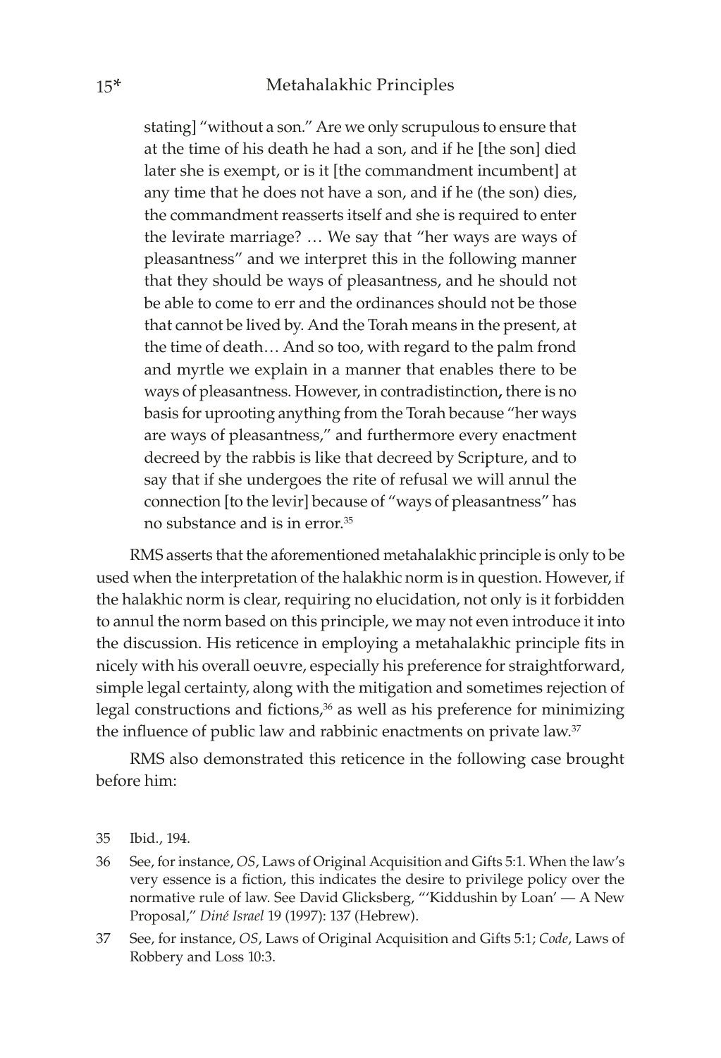> stating] "without a son." Are we only scrupulous to ensure that at the time of his death he had a son, and if he [the son] died later she is exempt, or is it [the commandment incumbent] at any time that he does not have a son, and if he (the son) dies, the commandment reasserts itself and she is required to enter the levirate marriage? … We say that "her ways are ways of pleasantness" and we interpret this in the following manner that they should be ways of pleasantness, and he should not be able to come to err and the ordinances should not be those that cannot be lived by. And the Torah means in the present, at the time of death… And so too, with regard to the palm frond and myrtle we explain in a manner that enables there to be ways of pleasantness. However, in contradistinction**,** there is no basis for uprooting anything from the Torah because "her ways are ways of pleasantness," and furthermore every enactment decreed by the rabbis is like that decreed by Scripture, and to say that if she undergoes the rite of refusal we will annul the connection [to the levir] because of "ways of pleasantness" has no substance and is in error.[35]

RMS asserts that the aforementioned metahalakhic principle is only to be used when the interpretation of the halakhic norm is in question. However, if the halakhic norm is clear, requiring no elucidation, not only is it forbidden to annul the norm based on this principle, we may not even introduce it into the discussion. His reticence in employing a metahalakhic principle fits in nicely with his overall oeuvre, especially his preference for straightforward, simple legal certainty, along with the mitigation and sometimes rejection of legal constructions and fictions,[36] as well as his preference for minimizing the influence of public law and rabbinic enactments on private law.[37]

RMS also demonstrated this reticence in the following case brought before him:

---

35 Ibid., 194.

36 See, for instance, *OS*, Laws of Original Acquisition and Gifts 5:1. When the law's very essence is a fiction, this indicates the desire to privilege policy over the normative rule of law. See David Glicksberg, "'Kiddushin by Loan' — A New Proposal," *Diné Israel* 19 (1997): 137 (Hebrew).

37 See, for instance, *OS*, Laws of Original Acquisition and Gifts 5:1; *Code*, Laws of Robbery and Loss 10:3.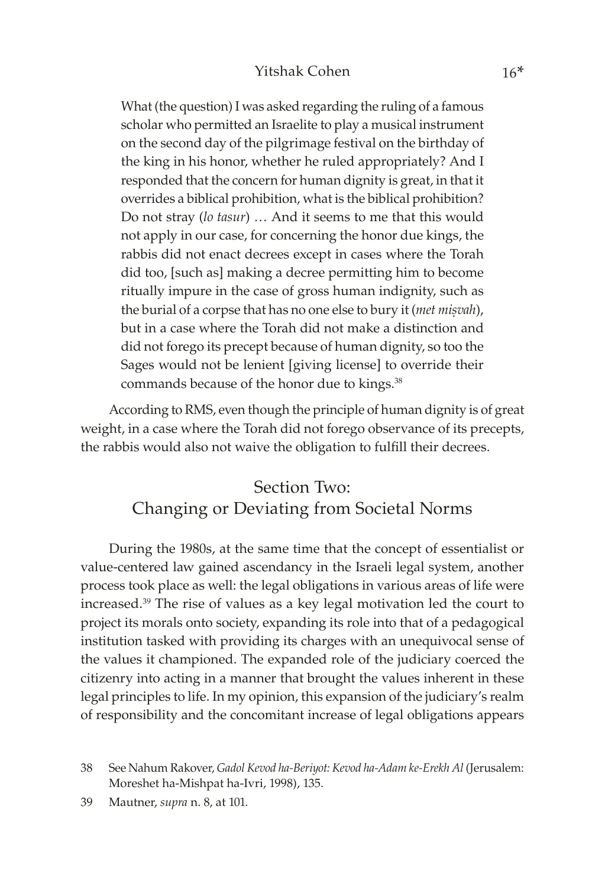> What (the question) I was asked regarding the ruling of a famous scholar who permitted an Israelite to play a musical instrument on the second day of the pilgrimage festival on the birthday of the king in his honor, whether he ruled appropriately? And I responded that the concern for human dignity is great, in that it overrides a biblical prohibition, what is the biblical prohibition? Do not stray (*lo tasur*) … And it seems to me that this would not apply in our case, for concerning the honor due kings, the rabbis did not enact decrees except in cases where the Torah did too, [such as] making a decree permitting him to become ritually impure in the case of gross human indignity, such as the burial of a corpse that has no one else to bury it (*met miṣvah*), but in a case where the Torah did not make a distinction and did not forego its precept because of human dignity, so too the Sages would not be lenient [giving license] to override their commands because of the honor due to kings.[38]

According to RMS, even though the principle of human dignity is of great weight, in a case where the Torah did not forego observance of its precepts, the rabbis would also not waive the obligation to fulfill their decrees.

## Section Two: Changing or Deviating from Societal Norms

During the 1980s, at the same time that the concept of essentialist or value-centered law gained ascendancy in the Israeli legal system, another process took place as well: the legal obligations in various areas of life were increased.[39] The rise of values as a key legal motivation led the court to project its morals onto society, expanding its role into that of a pedagogical institution tasked with providing its charges with an unequivocal sense of the values it championed. The expanded role of the judiciary coerced the citizenry into acting in a manner that brought the values inherent in these legal principles to life. In my opinion, this expansion of the judiciary's realm of responsibility and the concomitant increase of legal obligations appears

---

38 See Nahum Rakover, *Gadol Kevod ha-Beriyot: Kevod ha-Adam ke-Erekh Al* (Jerusalem: Moreshet ha-Mishpat ha-Ivri, 1998), 135.

39 Mautner, *supra* n. 8, at 101.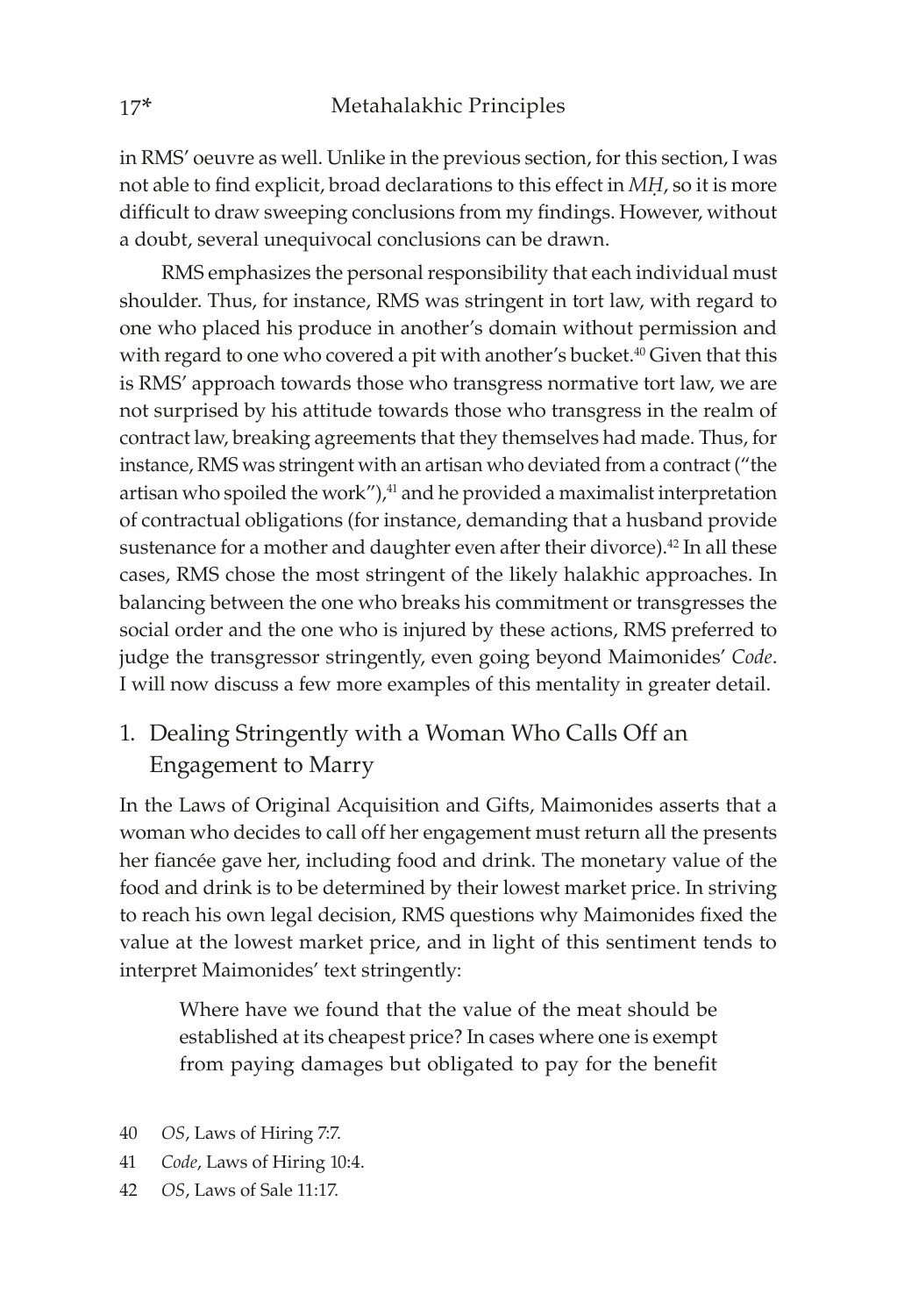in RMS' oeuvre as well. Unlike in the previous section, for this section, I was not able to find explicit, broad declarations to this effect in *MḤ*, so it is more difficult to draw sweeping conclusions from my findings. However, without a doubt, several unequivocal conclusions can be drawn.

RMS emphasizes the personal responsibility that each individual must shoulder. Thus, for instance, RMS was stringent in tort law, with regard to one who placed his produce in another's domain without permission and with regard to one who covered a pit with another's bucket.[40] Given that this is RMS' approach towards those who transgress normative tort law, we are not surprised by his attitude towards those who transgress in the realm of contract law, breaking agreements that they themselves had made. Thus, for instance, RMS was stringent with an artisan who deviated from a contract ("the artisan who spoiled the work"),[41] and he provided a maximalist interpretation of contractual obligations (for instance, demanding that a husband provide sustenance for a mother and daughter even after their divorce).[42] In all these cases, RMS chose the most stringent of the likely halakhic approaches. In balancing between the one who breaks his commitment or transgresses the social order and the one who is injured by these actions, RMS preferred to judge the transgressor stringently, even going beyond Maimonides' *Code*. I will now discuss a few more examples of this mentality in greater detail.

## 1. Dealing Stringently with a Woman Who Calls Off an Engagement to Marry

In the Laws of Original Acquisition and Gifts, Maimonides asserts that a woman who decides to call off her engagement must return all the presents her fiancée gave her, including food and drink. The monetary value of the food and drink is to be determined by their lowest market price. In striving to reach his own legal decision, RMS questions why Maimonides fixed the value at the lowest market price, and in light of this sentiment tends to interpret Maimonides' text stringently:

> Where have we found that the value of the meat should be established at its cheapest price? In cases where one is exempt from paying damages but obligated to pay for the benefit

40 *OS*, Laws of Hiring 7:7.

41 *Code*, Laws of Hiring 10:4.

42 *OS*, Laws of Sale 11:17.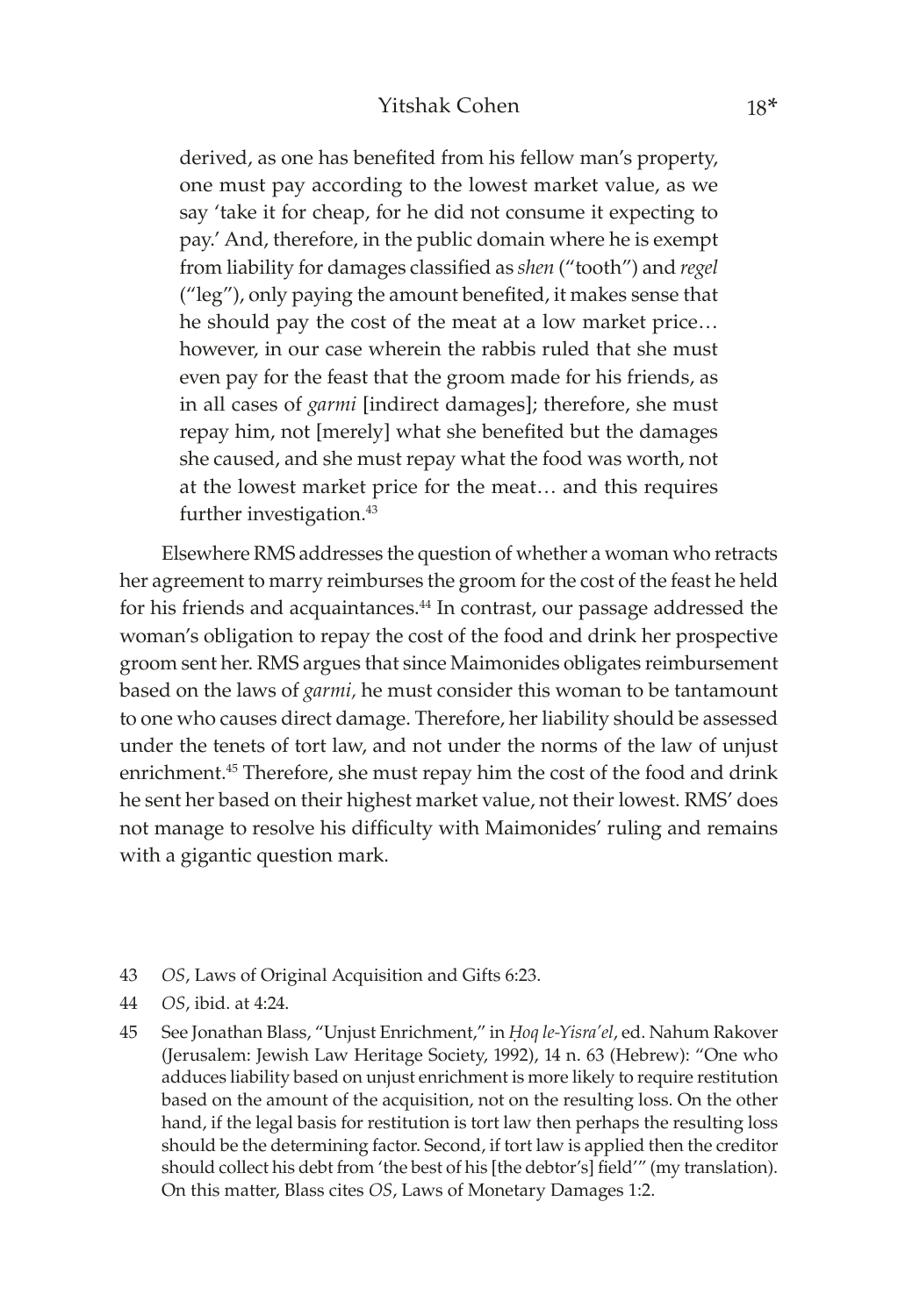> derived, as one has benefited from his fellow man's property, one must pay according to the lowest market value, as we say 'take it for cheap, for he did not consume it expecting to pay.' And, therefore, in the public domain where he is exempt from liability for damages classified as *shen* ("tooth") and *regel* ("leg"), only paying the amount benefited, it makes sense that he should pay the cost of the meat at a low market price… however, in our case wherein the rabbis ruled that she must even pay for the feast that the groom made for his friends, as in all cases of *garmi* [indirect damages]; therefore, she must repay him, not [merely] what she benefited but the damages she caused, and she must repay what the food was worth, not at the lowest market price for the meat… and this requires further investigation.[43]

Elsewhere RMS addresses the question of whether a woman who retracts her agreement to marry reimburses the groom for the cost of the feast he held for his friends and acquaintances.[44] In contrast, our passage addressed the woman's obligation to repay the cost of the food and drink her prospective groom sent her. RMS argues that since Maimonides obligates reimbursement based on the laws of *garmi,* he must consider this woman to be tantamount to one who causes direct damage. Therefore, her liability should be assessed under the tenets of tort law, and not under the norms of the law of unjust enrichment.[45] Therefore, she must repay him the cost of the food and drink he sent her based on their highest market value, not their lowest. RMS' does not manage to resolve his difficulty with Maimonides' ruling and remains with a gigantic question mark.

---

43 *OS*, Laws of Original Acquisition and Gifts 6:23.

44 *OS*, ibid. at 4:24.

45 See Jonathan Blass, "Unjust Enrichment," in *Ḥoq le-Yisra'el*, ed. Nahum Rakover (Jerusalem: Jewish Law Heritage Society, 1992), 14 n. 63 (Hebrew): "One who adduces liability based on unjust enrichment is more likely to require restitution based on the amount of the acquisition, not on the resulting loss. On the other hand, if the legal basis for restitution is tort law then perhaps the resulting loss should be the determining factor. Second, if tort law is applied then the creditor should collect his debt from 'the best of his [the debtor's] field'" (my translation). On this matter, Blass cites *OS*, Laws of Monetary Damages 1:2.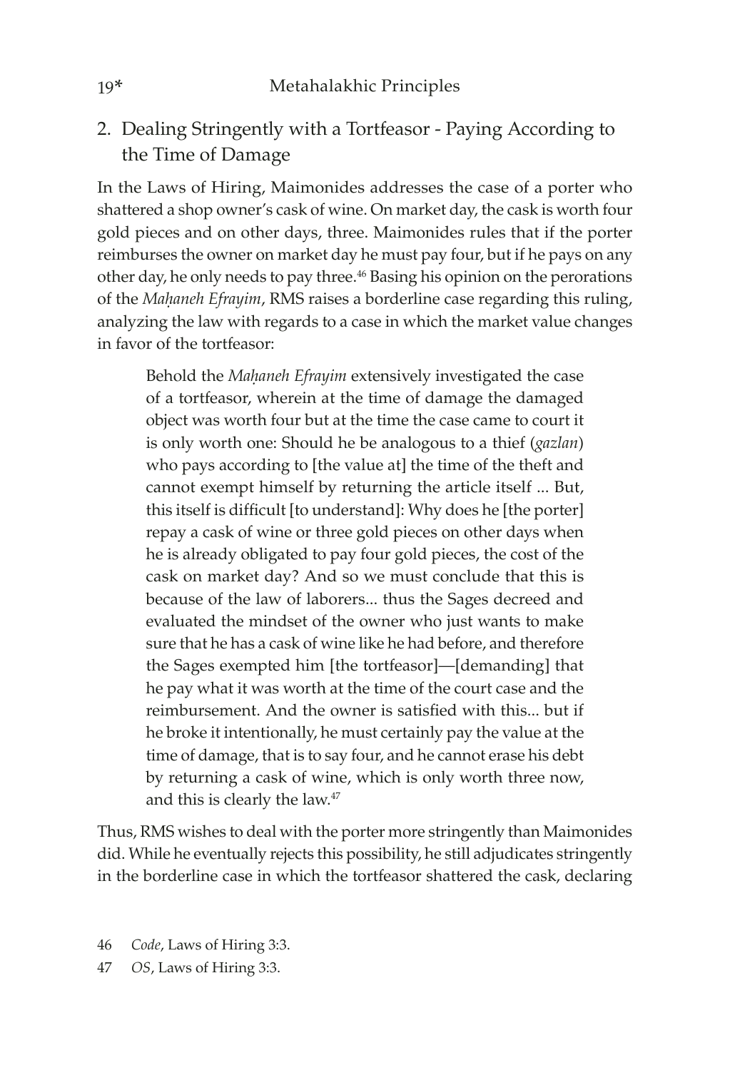## 2. Dealing Stringently with a Tortfeasor - Paying According to the Time of Damage

In the Laws of Hiring, Maimonides addresses the case of a porter who shattered a shop owner's cask of wine. On market day, the cask is worth four gold pieces and on other days, three. Maimonides rules that if the porter reimburses the owner on market day he must pay four, but if he pays on any other day, he only needs to pay three.[46] Basing his opinion on the perorations of the *Maḥaneh Efrayim*, RMS raises a borderline case regarding this ruling, analyzing the law with regards to a case in which the market value changes in favor of the tortfeasor:

> Behold the *Maḥaneh Efrayim* extensively investigated the case of a tortfeasor, wherein at the time of damage the damaged object was worth four but at the time the case came to court it is only worth one: Should he be analogous to a thief (*gazlan*) who pays according to [the value at] the time of the theft and cannot exempt himself by returning the article itself ... But, this itself is difficult [to understand]: Why does he [the porter] repay a cask of wine or three gold pieces on other days when he is already obligated to pay four gold pieces, the cost of the cask on market day? And so we must conclude that this is because of the law of laborers... thus the Sages decreed and evaluated the mindset of the owner who just wants to make sure that he has a cask of wine like he had before, and therefore the Sages exempted him [the tortfeasor]—[demanding] that he pay what it was worth at the time of the court case and the reimbursement. And the owner is satisfied with this... but if he broke it intentionally, he must certainly pay the value at the time of damage, that is to say four, and he cannot erase his debt by returning a cask of wine, which is only worth three now, and this is clearly the law.[47]

Thus, RMS wishes to deal with the porter more stringently than Maimonides did. While he eventually rejects this possibility, he still adjudicates stringently in the borderline case in which the tortfeasor shattered the cask, declaring

46 *Code*, Laws of Hiring 3:3.

47 *OS*, Laws of Hiring 3:3.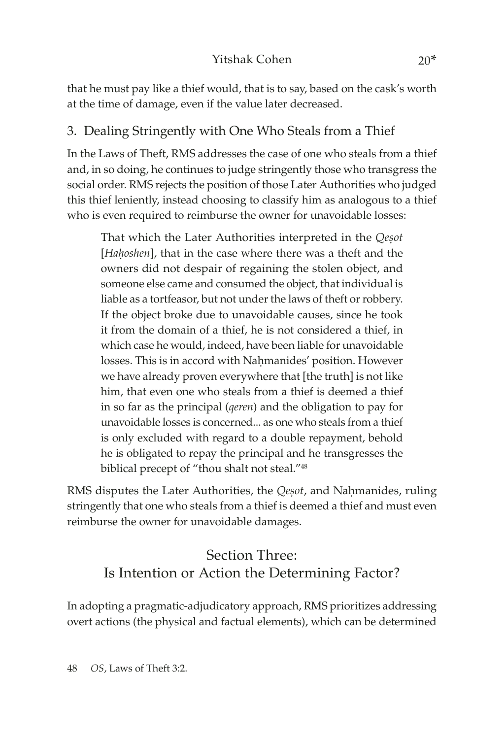that he must pay like a thief would, that is to say, based on the cask's worth at the time of damage, even if the value later decreased.

### 3. Dealing Stringently with One Who Steals from a Thief

In the Laws of Theft, RMS addresses the case of one who steals from a thief and, in so doing, he continues to judge stringently those who transgress the social order. RMS rejects the position of those Later Authorities who judged this thief leniently, instead choosing to classify him as analogous to a thief who is even required to reimburse the owner for unavoidable losses:

> That which the Later Authorities interpreted in the *Qeṣot* [*Haḥoshen*], that in the case where there was a theft and the owners did not despair of regaining the stolen object, and someone else came and consumed the object, that individual is liable as a tortfeasor, but not under the laws of theft or robbery. If the object broke due to unavoidable causes, since he took it from the domain of a thief, he is not considered a thief, in which case he would, indeed, have been liable for unavoidable losses. This is in accord with Naḥmanides' position. However we have already proven everywhere that [the truth] is not like him, that even one who steals from a thief is deemed a thief in so far as the principal (*qeren*) and the obligation to pay for unavoidable losses is concerned... as one who steals from a thief is only excluded with regard to a double repayment, behold he is obligated to repay the principal and he transgresses the biblical precept of "thou shalt not steal."[48]

RMS disputes the Later Authorities, the *Qeṣot*, and Naḥmanides, ruling stringently that one who steals from a thief is deemed a thief and must even reimburse the owner for unavoidable damages.

## Section Three: Is Intention or Action the Determining Factor?

In adopting a pragmatic-adjudicatory approach, RMS prioritizes addressing overt actions (the physical and factual elements), which can be determined

---

48 *OS*, Laws of Theft 3:2.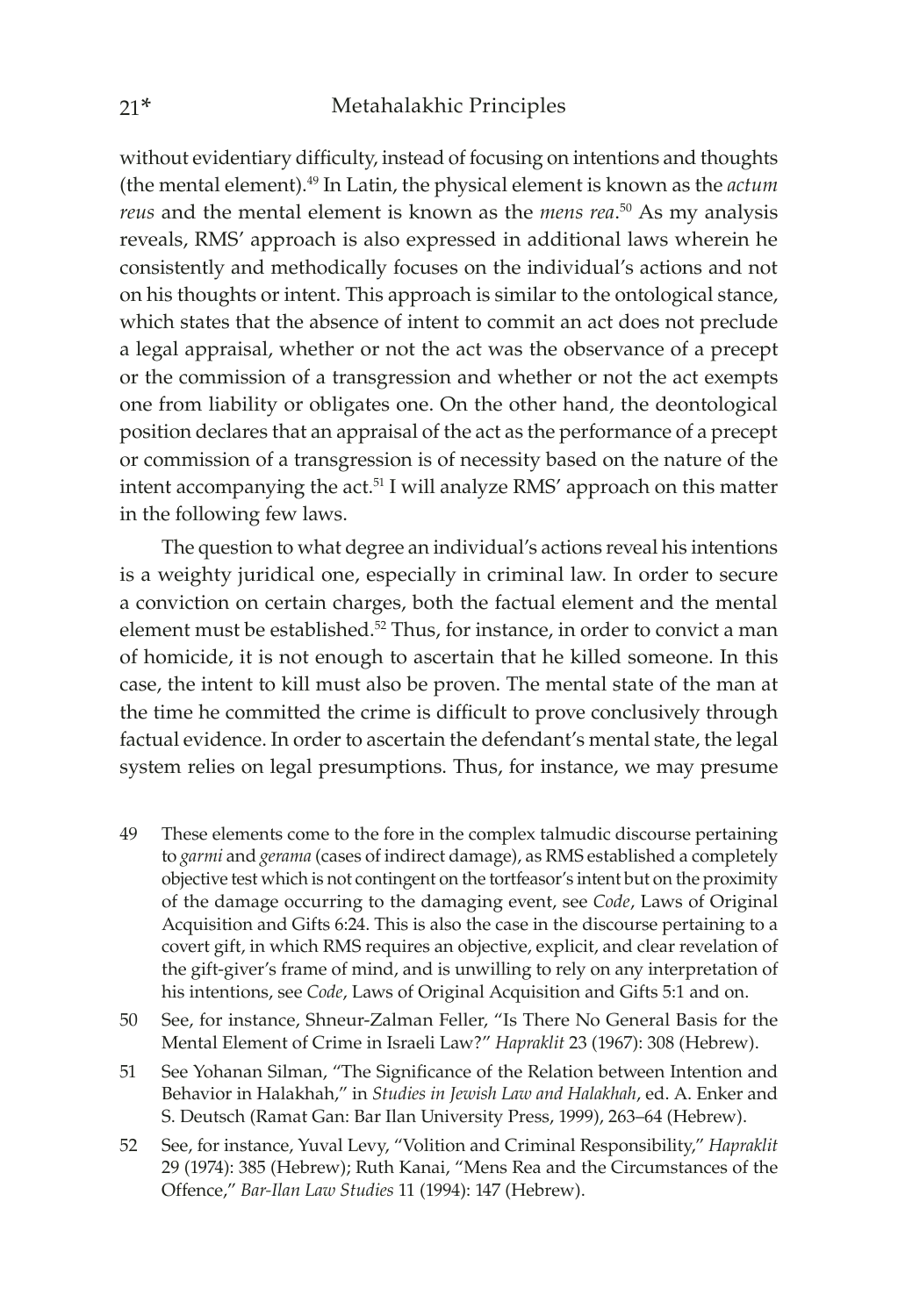without evidentiary difficulty, instead of focusing on intentions and thoughts (the mental element).[49] In Latin, the physical element is known as the *actum reus* and the mental element is known as the *mens rea*.[50] As my analysis reveals, RMS' approach is also expressed in additional laws wherein he consistently and methodically focuses on the individual's actions and not on his thoughts or intent. This approach is similar to the ontological stance, which states that the absence of intent to commit an act does not preclude a legal appraisal, whether or not the act was the observance of a precept or the commission of a transgression and whether or not the act exempts one from liability or obligates one. On the other hand, the deontological position declares that an appraisal of the act as the performance of a precept or commission of a transgression is of necessity based on the nature of the intent accompanying the act.[51] I will analyze RMS' approach on this matter in the following few laws.

The question to what degree an individual's actions reveal his intentions is a weighty juridical one, especially in criminal law. In order to secure a conviction on certain charges, both the factual element and the mental element must be established.[52] Thus, for instance, in order to convict a man of homicide, it is not enough to ascertain that he killed someone. In this case, the intent to kill must also be proven. The mental state of the man at the time he committed the crime is difficult to prove conclusively through factual evidence. In order to ascertain the defendant's mental state, the legal system relies on legal presumptions. Thus, for instance, we may presume

49 These elements come to the fore in the complex talmudic discourse pertaining to *garmi* and *gerama* (cases of indirect damage), as RMS established a completely objective test which is not contingent on the tortfeasor's intent but on the proximity of the damage occurring to the damaging event, see *Code*, Laws of Original Acquisition and Gifts 6:24. This is also the case in the discourse pertaining to a covert gift, in which RMS requires an objective, explicit, and clear revelation of the gift-giver's frame of mind, and is unwilling to rely on any interpretation of his intentions, see *Code*, Laws of Original Acquisition and Gifts 5:1 and on.

50 See, for instance, Shneur-Zalman Feller, "Is There No General Basis for the Mental Element of Crime in Israeli Law?" *Hapraklit* 23 (1967): 308 (Hebrew).

51 See Yohanan Silman, "The Significance of the Relation between Intention and Behavior in Halakhah," in *Studies in Jewish Law and Halakhah*, ed. A. Enker and S. Deutsch (Ramat Gan: Bar Ilan University Press, 1999), 263–64 (Hebrew).

52 See, for instance, Yuval Levy, "Volition and Criminal Responsibility," *Hapraklit* 29 (1974): 385 (Hebrew); Ruth Kanai, "Mens Rea and the Circumstances of the Offence," *Bar-Ilan Law Studies* 11 (1994): 147 (Hebrew).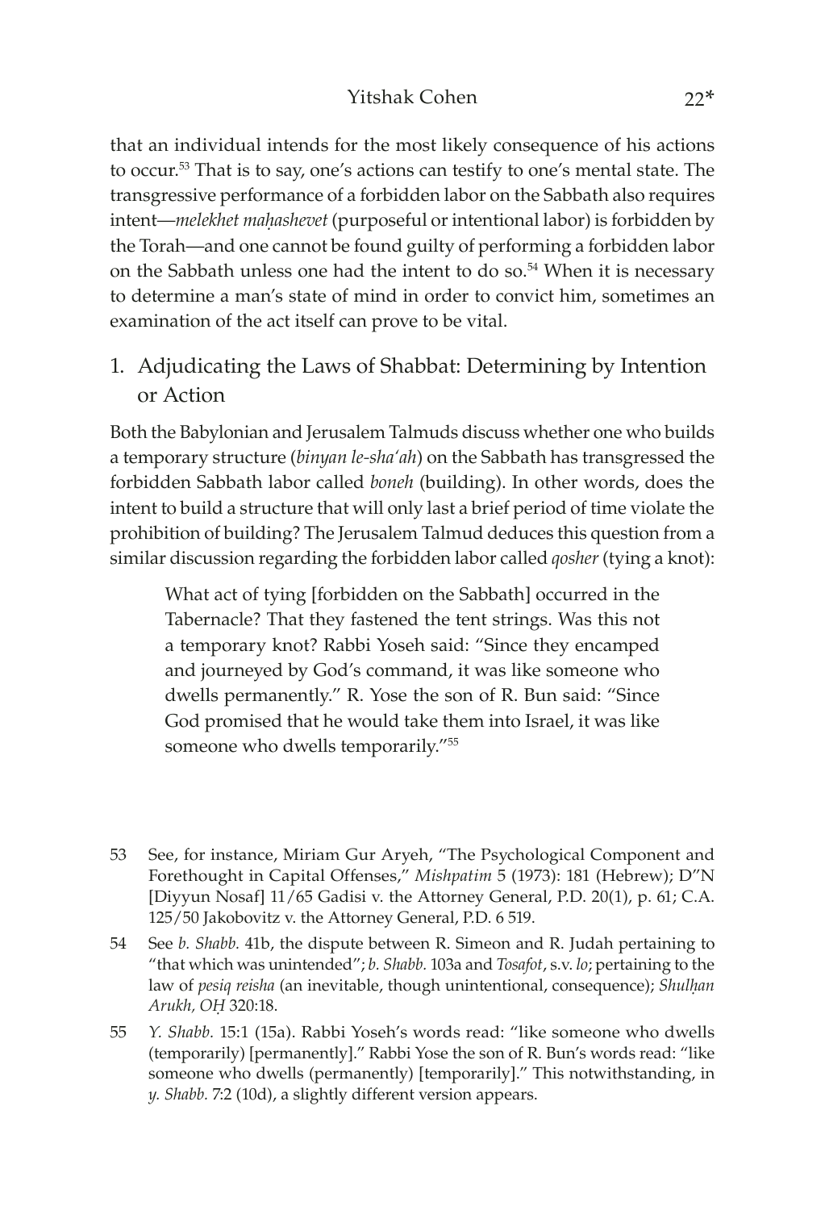that an individual intends for the most likely consequence of his actions to occur.[53] That is to say, one's actions can testify to one's mental state. The transgressive performance of a forbidden labor on the Sabbath also requires intent—*melekhet maḥashevet* (purposeful or intentional labor) is forbidden by the Torah—and one cannot be found guilty of performing a forbidden labor on the Sabbath unless one had the intent to do so.[54] When it is necessary to determine a man's state of mind in order to convict him, sometimes an examination of the act itself can prove to be vital.

## 1. Adjudicating the Laws of Shabbat: Determining by Intention or Action

Both the Babylonian and Jerusalem Talmuds discuss whether one who builds a temporary structure (*binyan le-sha'ah*) on the Sabbath has transgressed the forbidden Sabbath labor called *boneh* (building). In other words, does the intent to build a structure that will only last a brief period of time violate the prohibition of building? The Jerusalem Talmud deduces this question from a similar discussion regarding the forbidden labor called *qosher* (tying a knot):

> What act of tying [forbidden on the Sabbath] occurred in the Tabernacle? That they fastened the tent strings. Was this not a temporary knot? Rabbi Yoseh said: "Since they encamped and journeyed by God's command, it was like someone who dwells permanently." R. Yose the son of R. Bun said: "Since God promised that he would take them into Israel, it was like someone who dwells temporarily."[55]

---

53 See, for instance, Miriam Gur Aryeh, "The Psychological Component and Forethought in Capital Offenses," *Mishpatim* 5 (1973): 181 (Hebrew); D"N [Diyyun Nosaf] 11/65 Gadisi v. the Attorney General, P.D. 20(1), p. 61; C.A. 125/50 Jakobovitz v. the Attorney General, P.D. 6 519.

54 See *b. Shabb.* 41b, the dispute between R. Simeon and R. Judah pertaining to "that which was unintended"; *b. Shabb.* 103a and *Tosafot*, s.v. *lo*; pertaining to the law of *pesiq reisha* (an inevitable, though unintentional, consequence); *Shulḥan Arukh, OḤ* 320:18.

55 *Y. Shabb.* 15:1 (15a). Rabbi Yoseh's words read: "like someone who dwells (temporarily) [permanently]." Rabbi Yose the son of R. Bun's words read: "like someone who dwells (permanently) [temporarily]." This notwithstanding, in *y. Shabb.* 7:2 (10d), a slightly different version appears.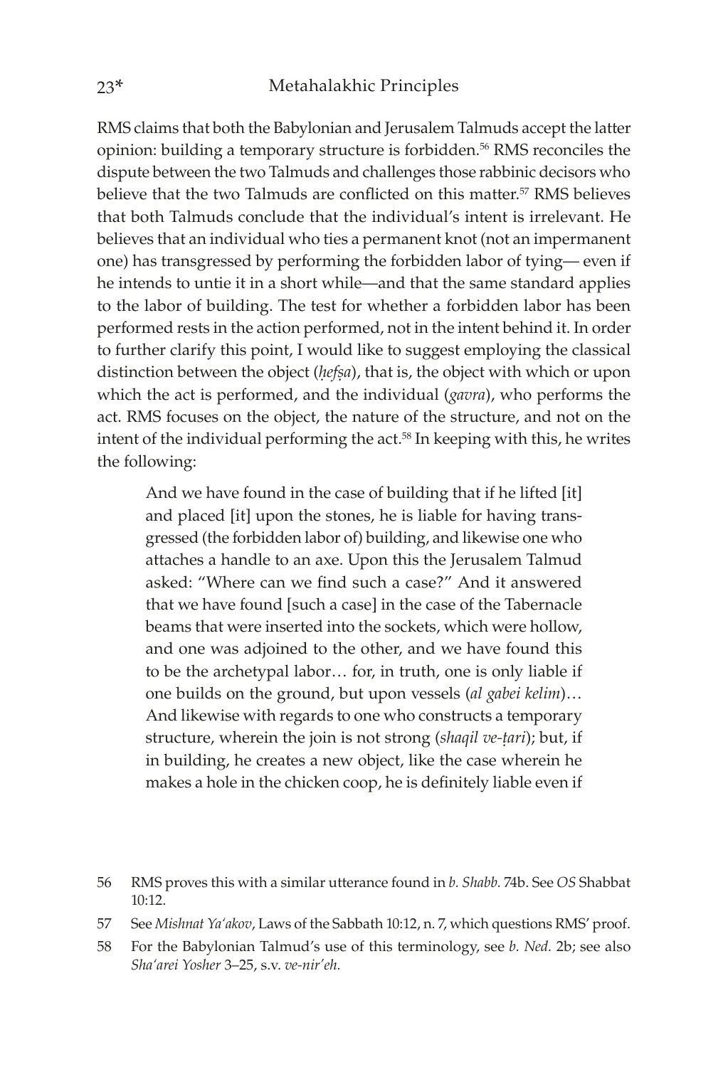RMS claims that both the Babylonian and Jerusalem Talmuds accept the latter opinion: building a temporary structure is forbidden.[56] RMS reconciles the dispute between the two Talmuds and challenges those rabbinic decisors who believe that the two Talmuds are conflicted on this matter.[57] RMS believes that both Talmuds conclude that the individual's intent is irrelevant. He believes that an individual who ties a permanent knot (not an impermanent one) has transgressed by performing the forbidden labor of tying— even if he intends to untie it in a short while—and that the same standard applies to the labor of building. The test for whether a forbidden labor has been performed rests in the action performed, not in the intent behind it. In order to further clarify this point, I would like to suggest employing the classical distinction between the object (*ḥefṣa*), that is, the object with which or upon which the act is performed, and the individual (*gavra*), who performs the act. RMS focuses on the object, the nature of the structure, and not on the intent of the individual performing the act.[58] In keeping with this, he writes the following:

> And we have found in the case of building that if he lifted [it] and placed [it] upon the stones, he is liable for having transgressed (the forbidden labor of) building, and likewise one who attaches a handle to an axe. Upon this the Jerusalem Talmud asked: "Where can we find such a case?" And it answered that we have found [such a case] in the case of the Tabernacle beams that were inserted into the sockets, which were hollow, and one was adjoined to the other, and we have found this to be the archetypal labor… for, in truth, one is only liable if one builds on the ground, but upon vessels (*al gabei kelim*)… And likewise with regards to one who constructs a temporary structure, wherein the join is not strong (*shaqil ve-ṭari*); but, if in building, he creates a new object, like the case wherein he makes a hole in the chicken coop, he is definitely liable even if

56 RMS proves this with a similar utterance found in *b. Shabb.* 74b. See *OS* Shabbat 10:12.

57 See *Mishnat Ya'akov*, Laws of the Sabbath 10:12, n. 7, which questions RMS' proof.

58 For the Babylonian Talmud's use of this terminology, see *b. Ned.* 2b; see also *Sha'arei Yosher* 3–25, s.v. *ve-nir'eh.*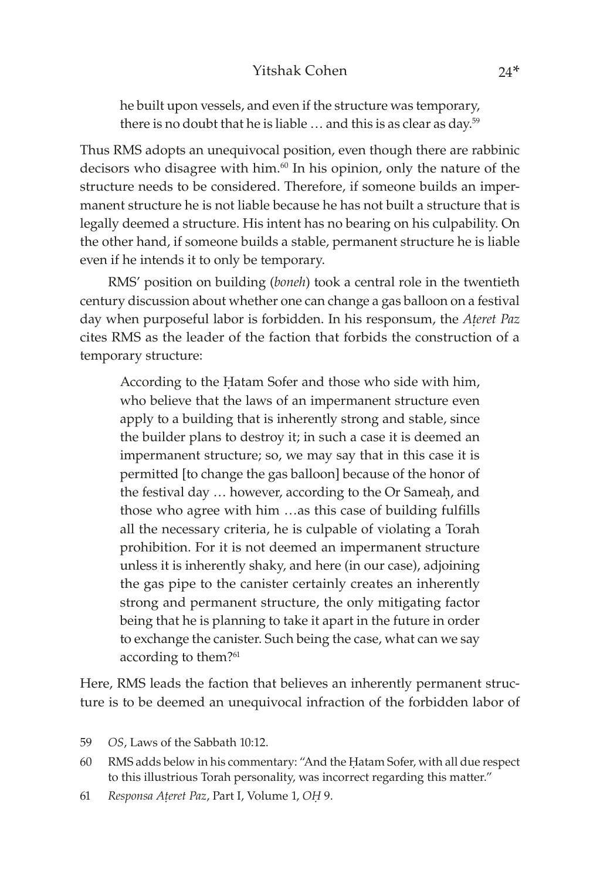> he built upon vessels, and even if the structure was temporary, there is no doubt that he is liable … and this is as clear as day.[59]

Thus RMS adopts an unequivocal position, even though there are rabbinic decisors who disagree with him.[60] In his opinion, only the nature of the structure needs to be considered. Therefore, if someone builds an impermanent structure he is not liable because he has not built a structure that is legally deemed a structure. His intent has no bearing on his culpability. On the other hand, if someone builds a stable, permanent structure he is liable even if he intends it to only be temporary.

RMS' position on building (*boneh*) took a central role in the twentieth century discussion about whether one can change a gas balloon on a festival day when purposeful labor is forbidden. In his responsum, the *Aṭeret Paz* cites RMS as the leader of the faction that forbids the construction of a temporary structure:

> According to the Ḥatam Sofer and those who side with him, who believe that the laws of an impermanent structure even apply to a building that is inherently strong and stable, since the builder plans to destroy it; in such a case it is deemed an impermanent structure; so, we may say that in this case it is permitted [to change the gas balloon] because of the honor of the festival day … however, according to the Or Sameaḥ, and those who agree with him …as this case of building fulfills all the necessary criteria, he is culpable of violating a Torah prohibition. For it is not deemed an impermanent structure unless it is inherently shaky, and here (in our case), adjoining the gas pipe to the canister certainly creates an inherently strong and permanent structure, the only mitigating factor being that he is planning to take it apart in the future in order to exchange the canister. Such being the case, what can we say according to them?[61]

Here, RMS leads the faction that believes an inherently permanent structure is to be deemed an unequivocal infraction of the forbidden labor of

59 *OS*, Laws of the Sabbath 10:12.

60 RMS adds below in his commentary: "And the Ḥatam Sofer, with all due respect to this illustrious Torah personality, was incorrect regarding this matter."

61 *Responsa Aṭeret Paz*, Part I, Volume 1, *OḤ* 9.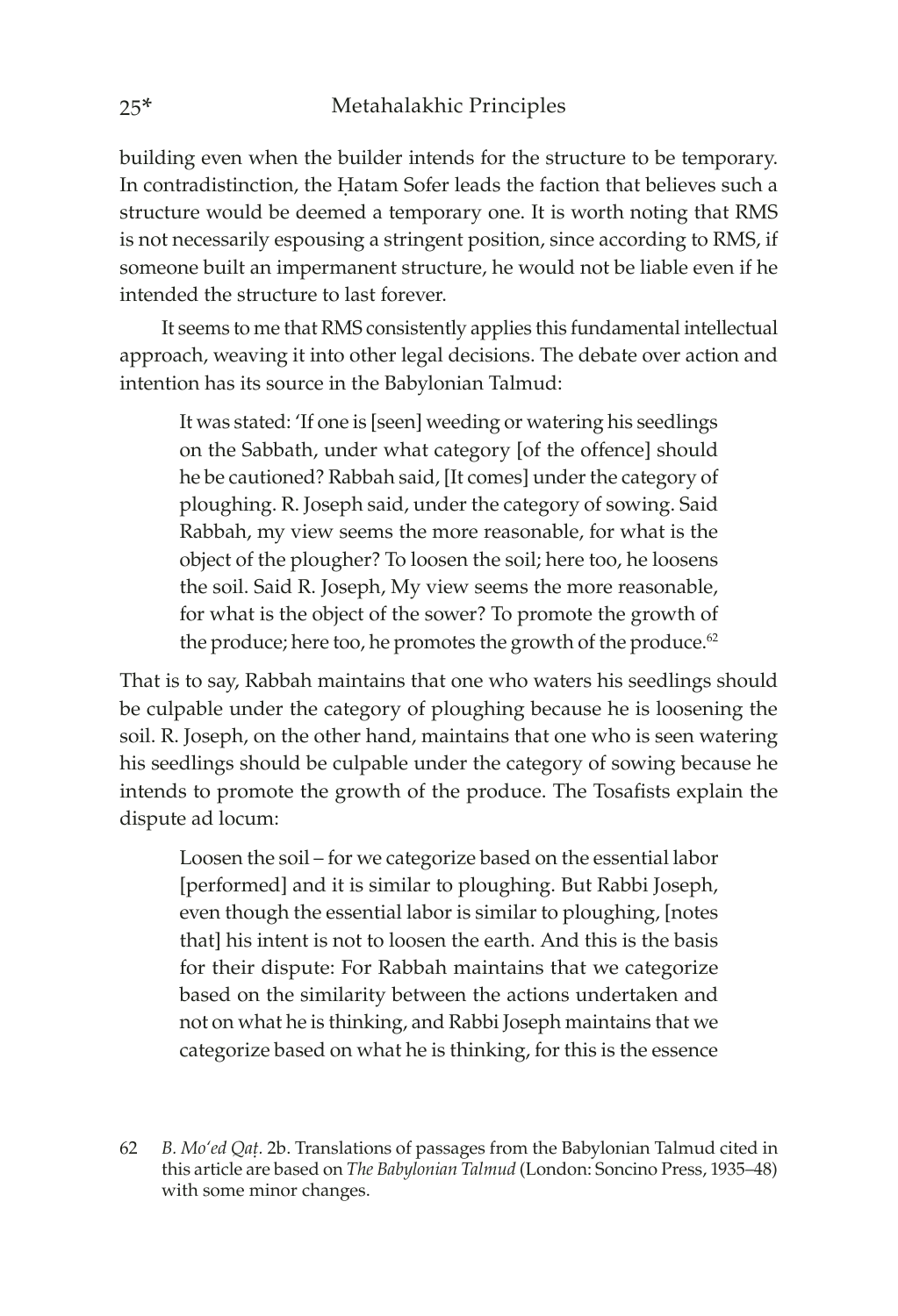building even when the builder intends for the structure to be temporary. In contradistinction, the Ḥatam Sofer leads the faction that believes such a structure would be deemed a temporary one. It is worth noting that RMS is not necessarily espousing a stringent position, since according to RMS, if someone built an impermanent structure, he would not be liable even if he intended the structure to last forever.

It seems to me that RMS consistently applies this fundamental intellectual approach, weaving it into other legal decisions. The debate over action and intention has its source in the Babylonian Talmud:

> It was stated: 'If one is [seen] weeding or watering his seedlings on the Sabbath, under what category [of the offence] should he be cautioned? Rabbah said, [It comes] under the category of ploughing. R. Joseph said, under the category of sowing. Said Rabbah, my view seems the more reasonable, for what is the object of the plougher? To loosen the soil; here too, he loosens the soil. Said R. Joseph, My view seems the more reasonable, for what is the object of the sower? To promote the growth of the produce; here too, he promotes the growth of the produce.[62]

That is to say, Rabbah maintains that one who waters his seedlings should be culpable under the category of ploughing because he is loosening the soil. R. Joseph, on the other hand, maintains that one who is seen watering his seedlings should be culpable under the category of sowing because he intends to promote the growth of the produce. The Tosafists explain the dispute ad locum:

> Loosen the soil – for we categorize based on the essential labor [performed] and it is similar to ploughing. But Rabbi Joseph, even though the essential labor is similar to ploughing, [notes that] his intent is not to loosen the earth. And this is the basis for their dispute: For Rabbah maintains that we categorize based on the similarity between the actions undertaken and not on what he is thinking, and Rabbi Joseph maintains that we categorize based on what he is thinking, for this is the essence

62 *B. Mo'ed Qaṭ.* 2b. Translations of passages from the Babylonian Talmud cited in this article are based on *The Babylonian Talmud* (London: Soncino Press, 1935–48) with some minor changes.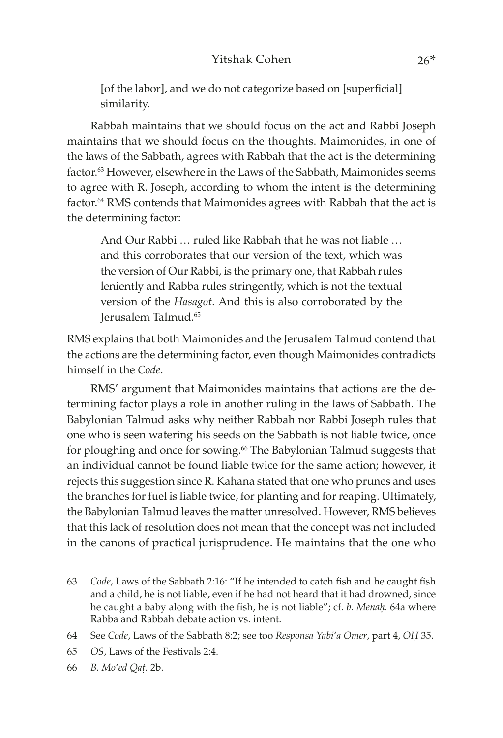> [of the labor], and we do not categorize based on [superficial] similarity.

Rabbah maintains that we should focus on the act and Rabbi Joseph maintains that we should focus on the thoughts. Maimonides, in one of the laws of the Sabbath, agrees with Rabbah that the act is the determining factor.[63] However, elsewhere in the Laws of the Sabbath, Maimonides seems to agree with R. Joseph, according to whom the intent is the determining factor.[64] RMS contends that Maimonides agrees with Rabbah that the act is the determining factor:

> And Our Rabbi … ruled like Rabbah that he was not liable … and this corroborates that our version of the text, which was the version of Our Rabbi, is the primary one, that Rabbah rules leniently and Rabba rules stringently, which is not the textual version of the *Hasagot*. And this is also corroborated by the Jerusalem Talmud.[65]

RMS explains that both Maimonides and the Jerusalem Talmud contend that the actions are the determining factor, even though Maimonides contradicts himself in the *Code*.

RMS' argument that Maimonides maintains that actions are the determining factor plays a role in another ruling in the laws of Sabbath. The Babylonian Talmud asks why neither Rabbah nor Rabbi Joseph rules that one who is seen watering his seeds on the Sabbath is not liable twice, once for ploughing and once for sowing.[66] The Babylonian Talmud suggests that an individual cannot be found liable twice for the same action; however, it rejects this suggestion since R. Kahana stated that one who prunes and uses the branches for fuel is liable twice, for planting and for reaping. Ultimately, the Babylonian Talmud leaves the matter unresolved. However, RMS believes that this lack of resolution does not mean that the concept was not included in the canons of practical jurisprudence. He maintains that the one who

63 *Code*, Laws of the Sabbath 2:16: "If he intended to catch fish and he caught fish and a child, he is not liable, even if he had not heard that it had drowned, since he caught a baby along with the fish, he is not liable"; cf. *b. Menaḥ.* 64a where Rabba and Rabbah debate action vs. intent.

64 See *Code*, Laws of the Sabbath 8:2; see too *Responsa Yabi'a Omer*, part 4, *OḤ* 35.

65 *OS*, Laws of the Festivals 2:4.

66 *B. Mo'ed Qaṭ.* 2b.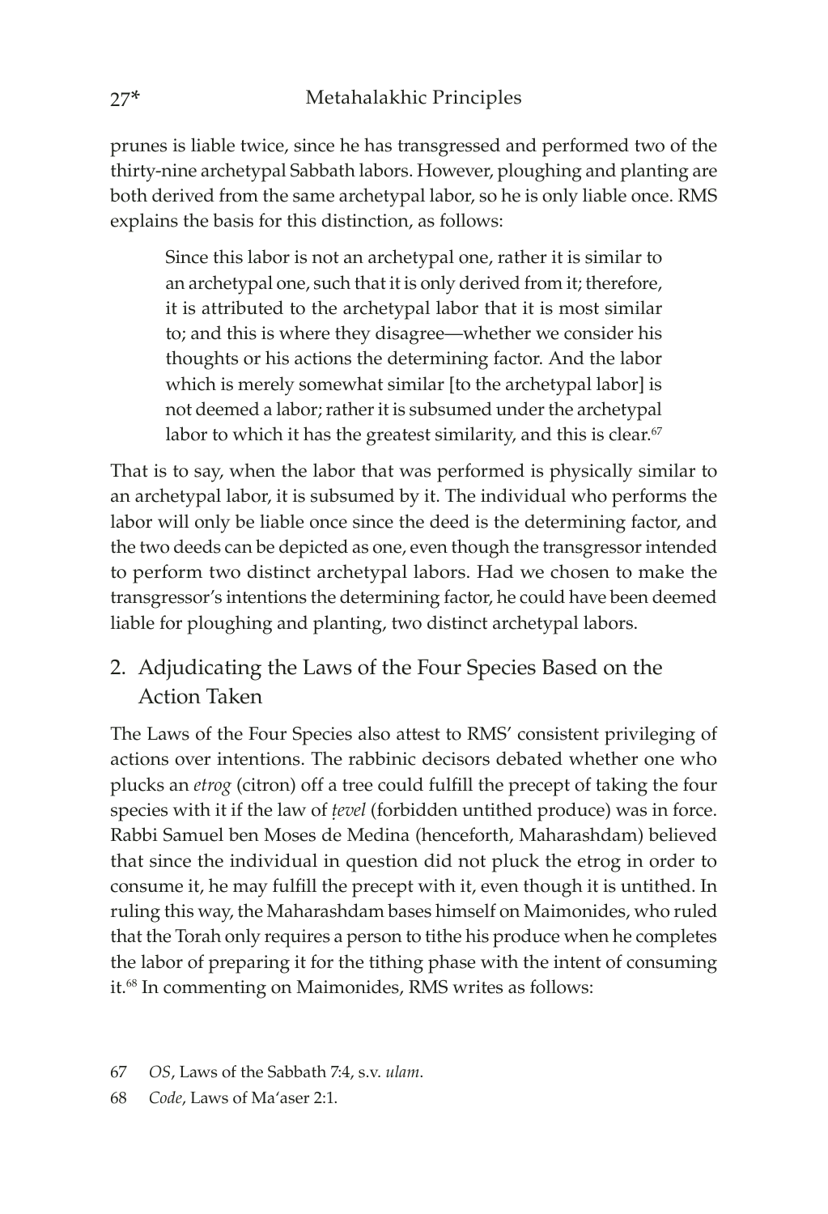prunes is liable twice, since he has transgressed and performed two of the thirty-nine archetypal Sabbath labors. However, ploughing and planting are both derived from the same archetypal labor, so he is only liable once. RMS explains the basis for this distinction, as follows:

> Since this labor is not an archetypal one, rather it is similar to an archetypal one, such that it is only derived from it; therefore, it is attributed to the archetypal labor that it is most similar to; and this is where they disagree—whether we consider his thoughts or his actions the determining factor. And the labor which is merely somewhat similar [to the archetypal labor] is not deemed a labor; rather it is subsumed under the archetypal labor to which it has the greatest similarity, and this is clear.[67]

That is to say, when the labor that was performed is physically similar to an archetypal labor, it is subsumed by it. The individual who performs the labor will only be liable once since the deed is the determining factor, and the two deeds can be depicted as one, even though the transgressor intended to perform two distinct archetypal labors. Had we chosen to make the transgressor's intentions the determining factor, he could have been deemed liable for ploughing and planting, two distinct archetypal labors.

## 2. Adjudicating the Laws of the Four Species Based on the Action Taken

The Laws of the Four Species also attest to RMS' consistent privileging of actions over intentions. The rabbinic decisors debated whether one who plucks an *etrog* (citron) off a tree could fulfill the precept of taking the four species with it if the law of *ṭevel* (forbidden untithed produce) was in force. Rabbi Samuel ben Moses de Medina (henceforth, Maharashdam) believed that since the individual in question did not pluck the etrog in order to consume it, he may fulfill the precept with it, even though it is untithed. In ruling this way, the Maharashdam bases himself on Maimonides, who ruled that the Torah only requires a person to tithe his produce when he completes the labor of preparing it for the tithing phase with the intent of consuming it.[68] In commenting on Maimonides, RMS writes as follows:

67 *OS*, Laws of the Sabbath 7:4, s.v. *ulam*.

68 *Code*, Laws of Ma'aser 2:1.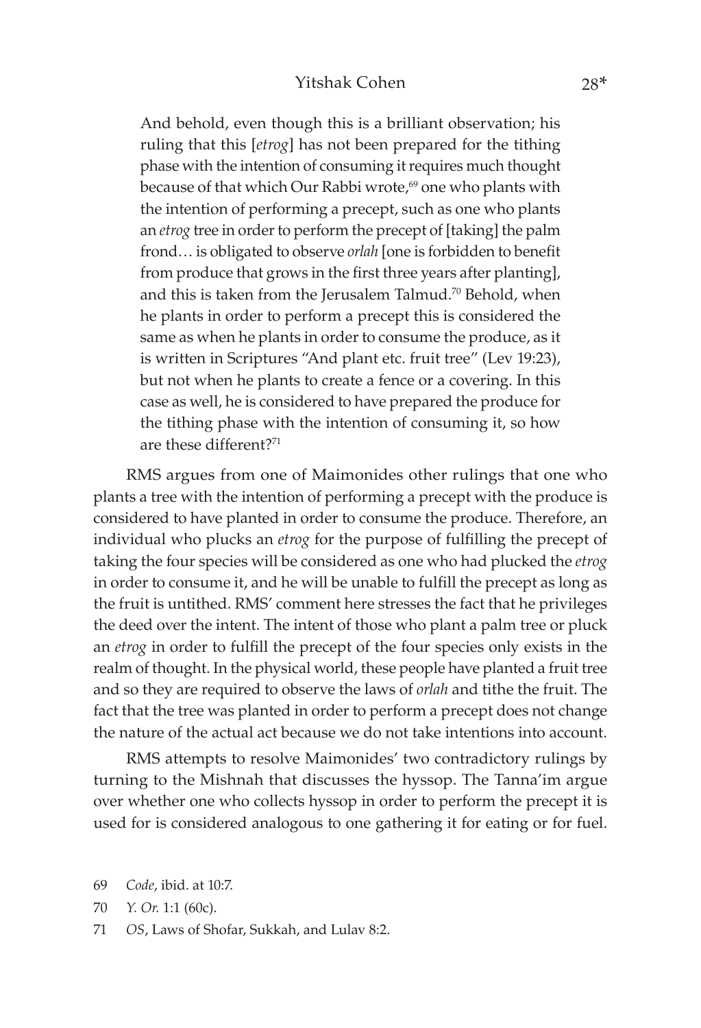> And behold, even though this is a brilliant observation; his ruling that this [*etrog*] has not been prepared for the tithing phase with the intention of consuming it requires much thought because of that which Our Rabbi wrote,[69] one who plants with the intention of performing a precept, such as one who plants an *etrog* tree in order to perform the precept of [taking] the palm frond… is obligated to observe *orlah* [one is forbidden to benefit from produce that grows in the first three years after planting], and this is taken from the Jerusalem Talmud.[70] Behold, when he plants in order to perform a precept this is considered the same as when he plants in order to consume the produce, as it is written in Scriptures "And plant etc. fruit tree" (Lev 19:23), but not when he plants to create a fence or a covering. In this case as well, he is considered to have prepared the produce for the tithing phase with the intention of consuming it, so how are these different?[71]

RMS argues from one of Maimonides other rulings that one who plants a tree with the intention of performing a precept with the produce is considered to have planted in order to consume the produce. Therefore, an individual who plucks an *etrog* for the purpose of fulfilling the precept of taking the four species will be considered as one who had plucked the *etrog* in order to consume it, and he will be unable to fulfill the precept as long as the fruit is untithed. RMS' comment here stresses the fact that he privileges the deed over the intent. The intent of those who plant a palm tree or pluck an *etrog* in order to fulfill the precept of the four species only exists in the realm of thought. In the physical world, these people have planted a fruit tree and so they are required to observe the laws of *orlah* and tithe the fruit. The fact that the tree was planted in order to perform a precept does not change the nature of the actual act because we do not take intentions into account.

RMS attempts to resolve Maimonides' two contradictory rulings by turning to the Mishnah that discusses the hyssop. The Tanna'im argue over whether one who collects hyssop in order to perform the precept it is used for is considered analogous to one gathering it for eating or for fuel.

69 *Code*, ibid. at 10:7.

70 *Y. Or.* 1:1 (60c).

71 *OS*, Laws of Shofar, Sukkah, and Lulav 8:2.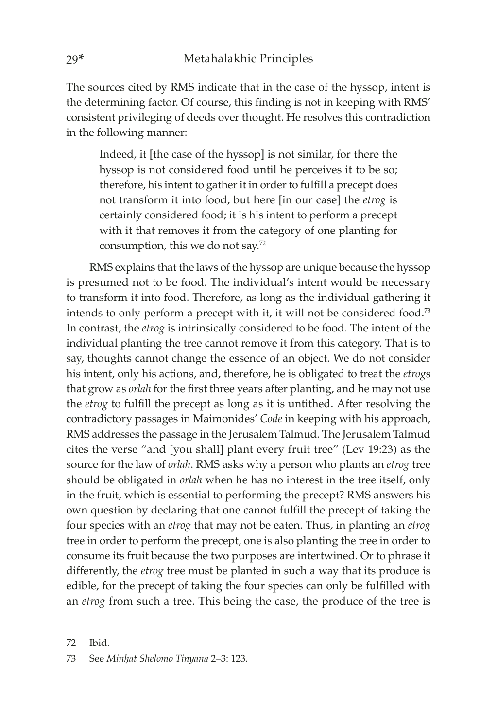The sources cited by RMS indicate that in the case of the hyssop, intent is the determining factor. Of course, this finding is not in keeping with RMS' consistent privileging of deeds over thought. He resolves this contradiction in the following manner:

> Indeed, it [the case of the hyssop] is not similar, for there the hyssop is not considered food until he perceives it to be so; therefore, his intent to gather it in order to fulfill a precept does not transform it into food, but here [in our case] the *etrog* is certainly considered food; it is his intent to perform a precept with it that removes it from the category of one planting for consumption, this we do not say.[72]

RMS explains that the laws of the hyssop are unique because the hyssop is presumed not to be food. The individual's intent would be necessary to transform it into food. Therefore, as long as the individual gathering it intends to only perform a precept with it, it will not be considered food.[73] In contrast, the *etrog* is intrinsically considered to be food. The intent of the individual planting the tree cannot remove it from this category. That is to say, thoughts cannot change the essence of an object. We do not consider his intent, only his actions, and, therefore, he is obligated to treat the *etrog*s that grow as *orlah* for the first three years after planting, and he may not use the *etrog* to fulfill the precept as long as it is untithed. After resolving the contradictory passages in Maimonides' *Code* in keeping with his approach, RMS addresses the passage in the Jerusalem Talmud. The Jerusalem Talmud cites the verse "and [you shall] plant every fruit tree" (Lev 19:23) as the source for the law of *orlah*. RMS asks why a person who plants an *etrog* tree should be obligated in *orlah* when he has no interest in the tree itself, only in the fruit, which is essential to performing the precept? RMS answers his own question by declaring that one cannot fulfill the precept of taking the four species with an *etrog* that may not be eaten. Thus, in planting an *etrog* tree in order to perform the precept, one is also planting the tree in order to consume its fruit because the two purposes are intertwined. Or to phrase it differently, the *etrog* tree must be planted in such a way that its produce is edible, for the precept of taking the four species can only be fulfilled with an *etrog* from such a tree. This being the case, the produce of the tree is

72 Ibid.

73 See *Minḥat Shelomo Tinyana* 2–3: 123.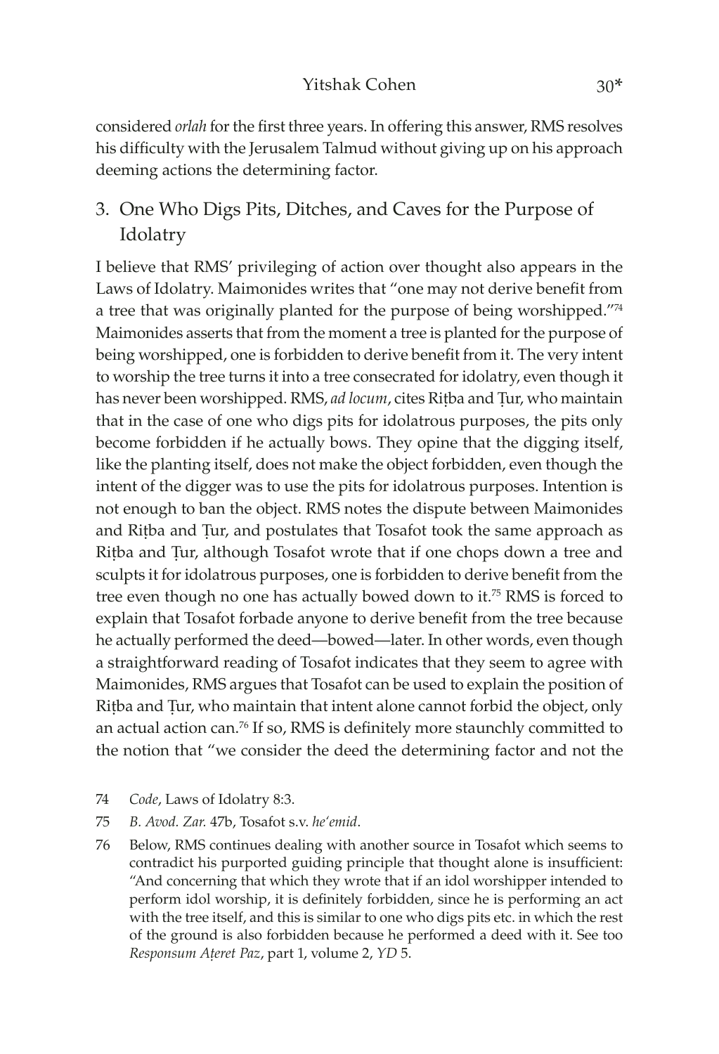considered *orlah* for the first three years. In offering this answer, RMS resolves his difficulty with the Jerusalem Talmud without giving up on his approach deeming actions the determining factor.

## 3. One Who Digs Pits, Ditches, and Caves for the Purpose of Idolatry

I believe that RMS' privileging of action over thought also appears in the Laws of Idolatry. Maimonides writes that "one may not derive benefit from a tree that was originally planted for the purpose of being worshipped."[74] Maimonides asserts that from the moment a tree is planted for the purpose of being worshipped, one is forbidden to derive benefit from it. The very intent to worship the tree turns it into a tree consecrated for idolatry, even though it has never been worshipped. RMS, *ad locum*, cites Riṭba and Ṭur, who maintain that in the case of one who digs pits for idolatrous purposes, the pits only become forbidden if he actually bows. They opine that the digging itself, like the planting itself, does not make the object forbidden, even though the intent of the digger was to use the pits for idolatrous purposes. Intention is not enough to ban the object. RMS notes the dispute between Maimonides and Riṭba and Ṭur, and postulates that Tosafot took the same approach as Riṭba and Ṭur, although Tosafot wrote that if one chops down a tree and sculpts it for idolatrous purposes, one is forbidden to derive benefit from the tree even though no one has actually bowed down to it.[75] RMS is forced to explain that Tosafot forbade anyone to derive benefit from the tree because he actually performed the deed—bowed—later. In other words, even though a straightforward reading of Tosafot indicates that they seem to agree with Maimonides, RMS argues that Tosafot can be used to explain the position of Riṭba and Ṭur, who maintain that intent alone cannot forbid the object, only an actual action can.[76] If so, RMS is definitely more staunchly committed to the notion that "we consider the deed the determining factor and not the

74 *Code*, Laws of Idolatry 8:3.

75 *B. Avod. Zar.* 47b, Tosafot s.v. *he'emid*.

76 Below, RMS continues dealing with another source in Tosafot which seems to contradict his purported guiding principle that thought alone is insufficient: "And concerning that which they wrote that if an idol worshipper intended to perform idol worship, it is definitely forbidden, since he is performing an act with the tree itself, and this is similar to one who digs pits etc. in which the rest of the ground is also forbidden because he performed a deed with it. See too *Responsum Aṭeret Paz*, part 1, volume 2, *YD* 5.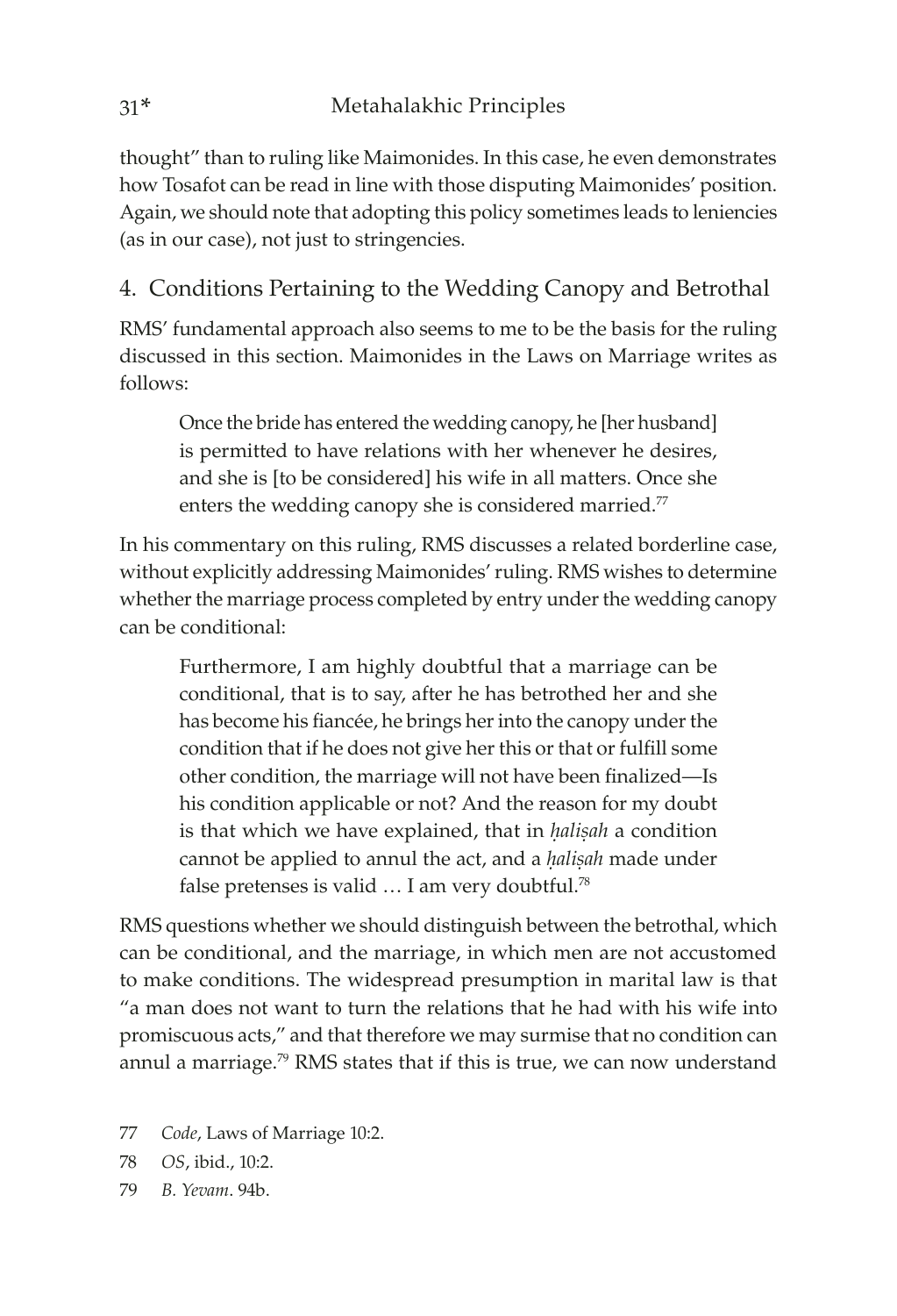thought" than to ruling like Maimonides. In this case, he even demonstrates how Tosafot can be read in line with those disputing Maimonides' position. Again, we should note that adopting this policy sometimes leads to leniencies (as in our case), not just to stringencies.

## 4. Conditions Pertaining to the Wedding Canopy and Betrothal

RMS' fundamental approach also seems to me to be the basis for the ruling discussed in this section. Maimonides in the Laws on Marriage writes as follows:

> Once the bride has entered the wedding canopy, he [her husband] is permitted to have relations with her whenever he desires, and she is [to be considered] his wife in all matters. Once she enters the wedding canopy she is considered married.[77]

In his commentary on this ruling, RMS discusses a related borderline case, without explicitly addressing Maimonides' ruling. RMS wishes to determine whether the marriage process completed by entry under the wedding canopy can be conditional:

> Furthermore, I am highly doubtful that a marriage can be conditional, that is to say, after he has betrothed her and she has become his fiancée, he brings her into the canopy under the condition that if he does not give her this or that or fulfill some other condition, the marriage will not have been finalized—Is his condition applicable or not? And the reason for my doubt is that which we have explained, that in *ḥaliṣah* a condition cannot be applied to annul the act, and a *ḥaliṣah* made under false pretenses is valid … I am very doubtful.[78]

RMS questions whether we should distinguish between the betrothal, which can be conditional, and the marriage, in which men are not accustomed to make conditions. The widespread presumption in marital law is that "a man does not want to turn the relations that he had with his wife into promiscuous acts," and that therefore we may surmise that no condition can annul a marriage.[79] RMS states that if this is true, we can now understand

77 *Code*, Laws of Marriage 10:2.

78 *OS*, ibid., 10:2.

79 *B. Yevam*. 94b.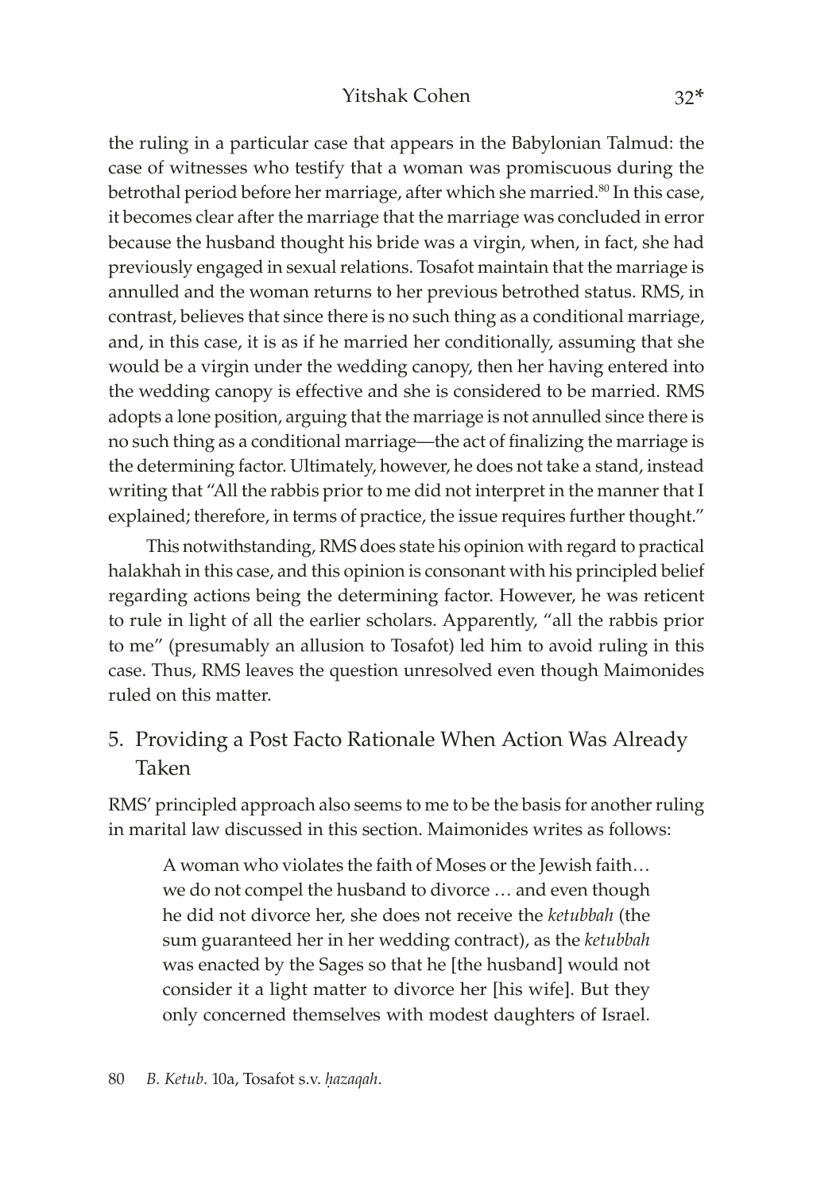the ruling in a particular case that appears in the Babylonian Talmud: the case of witnesses who testify that a woman was promiscuous during the betrothal period before her marriage, after which she married.[80] In this case, it becomes clear after the marriage that the marriage was concluded in error because the husband thought his bride was a virgin, when, in fact, she had previously engaged in sexual relations. Tosafot maintain that the marriage is annulled and the woman returns to her previous betrothed status. RMS, in contrast, believes that since there is no such thing as a conditional marriage, and, in this case, it is as if he married her conditionally, assuming that she would be a virgin under the wedding canopy, then her having entered into the wedding canopy is effective and she is considered to be married. RMS adopts a lone position, arguing that the marriage is not annulled since there is no such thing as a conditional marriage—the act of finalizing the marriage is the determining factor. Ultimately, however, he does not take a stand, instead writing that "All the rabbis prior to me did not interpret in the manner that I explained; therefore, in terms of practice, the issue requires further thought."

This notwithstanding, RMS does state his opinion with regard to practical halakhah in this case, and this opinion is consonant with his principled belief regarding actions being the determining factor. However, he was reticent to rule in light of all the earlier scholars. Apparently, "all the rabbis prior to me" (presumably an allusion to Tosafot) led him to avoid ruling in this case. Thus, RMS leaves the question unresolved even though Maimonides ruled on this matter.

## 5. Providing a Post Facto Rationale When Action Was Already Taken

RMS' principled approach also seems to me to be the basis for another ruling in marital law discussed in this section. Maimonides writes as follows:

> A woman who violates the faith of Moses or the Jewish faith… we do not compel the husband to divorce … and even though he did not divorce her, she does not receive the *ketubbah* (the sum guaranteed her in her wedding contract), as the *ketubbah* was enacted by the Sages so that he [the husband] would not consider it a light matter to divorce her [his wife]. But they only concerned themselves with modest daughters of Israel.

80 *B. Ketub.* 10a, Tosafot s.v. *ḥazaqah*.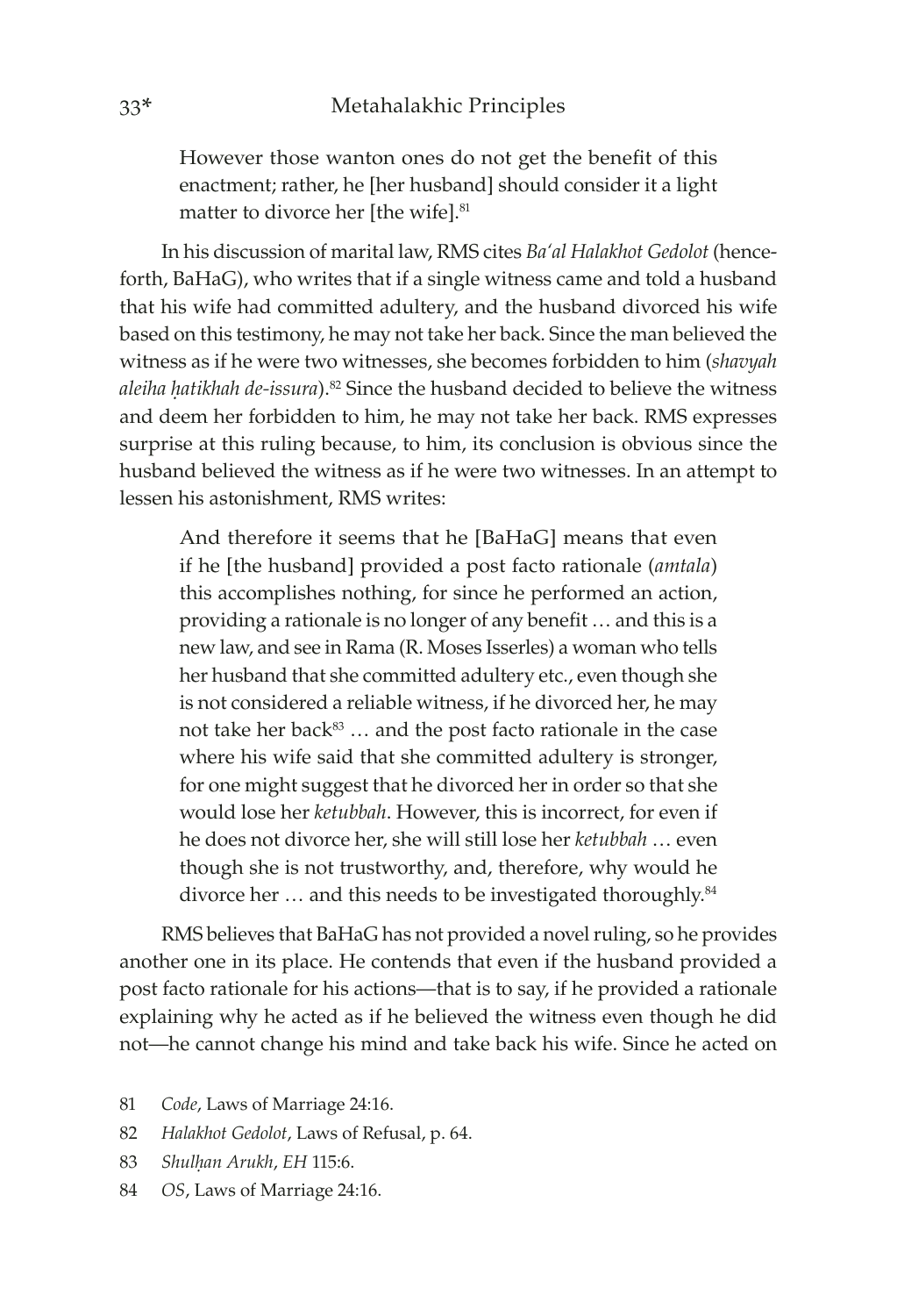> However those wanton ones do not get the benefit of this enactment; rather, he [her husband] should consider it a light matter to divorce her [the wife].[81]

In his discussion of marital law, RMS cites *Ba'al Halakhot Gedolot* (henceforth, BaHaG), who writes that if a single witness came and told a husband that his wife had committed adultery, and the husband divorced his wife based on this testimony, he may not take her back. Since the man believed the witness as if he were two witnesses, she becomes forbidden to him (*shavyah aleiha ḥatikhah de-issura*).[82] Since the husband decided to believe the witness and deem her forbidden to him, he may not take her back. RMS expresses surprise at this ruling because, to him, its conclusion is obvious since the husband believed the witness as if he were two witnesses. In an attempt to lessen his astonishment, RMS writes:

> And therefore it seems that he [BaHaG] means that even if he [the husband] provided a post facto rationale (*amtala*) this accomplishes nothing, for since he performed an action, providing a rationale is no longer of any benefit … and this is a new law, and see in Rama (R. Moses Isserles) a woman who tells her husband that she committed adultery etc., even though she is not considered a reliable witness, if he divorced her, he may not take her back[83] … and the post facto rationale in the case where his wife said that she committed adultery is stronger, for one might suggest that he divorced her in order so that she would lose her *ketubbah*. However, this is incorrect, for even if he does not divorce her, she will still lose her *ketubbah* … even though she is not trustworthy, and, therefore, why would he divorce her … and this needs to be investigated thoroughly.[84]

RMS believes that BaHaG has not provided a novel ruling, so he provides another one in its place. He contends that even if the husband provided a post facto rationale for his actions—that is to say, if he provided a rationale explaining why he acted as if he believed the witness even though he did not—he cannot change his mind and take back his wife. Since he acted on

81 *Code*, Laws of Marriage 24:16.

82 *Halakhot Gedolot*, Laws of Refusal, p. 64.

83 *Shulḥan Arukh*, *EH* 115:6.

84 *OS*, Laws of Marriage 24:16.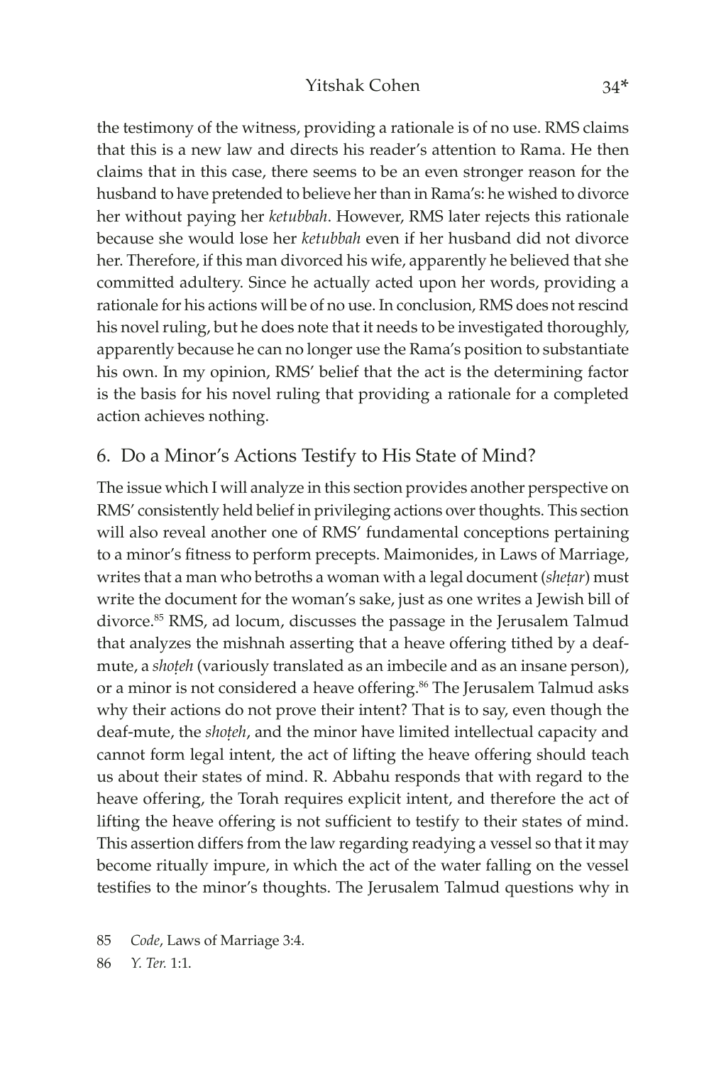the testimony of the witness, providing a rationale is of no use. RMS claims that this is a new law and directs his reader's attention to Rama. He then claims that in this case, there seems to be an even stronger reason for the husband to have pretended to believe her than in Rama's: he wished to divorce her without paying her *ketubbah*. However, RMS later rejects this rationale because she would lose her *ketubbah* even if her husband did not divorce her. Therefore, if this man divorced his wife, apparently he believed that she committed adultery. Since he actually acted upon her words, providing a rationale for his actions will be of no use. In conclusion, RMS does not rescind his novel ruling, but he does note that it needs to be investigated thoroughly, apparently because he can no longer use the Rama's position to substantiate his own. In my opinion, RMS' belief that the act is the determining factor is the basis for his novel ruling that providing a rationale for a completed action achieves nothing.

## 6. Do a Minor's Actions Testify to His State of Mind?

The issue which I will analyze in this section provides another perspective on RMS' consistently held belief in privileging actions over thoughts. This section will also reveal another one of RMS' fundamental conceptions pertaining to a minor's fitness to perform precepts. Maimonides, in Laws of Marriage, writes that a man who betroths a woman with a legal document (*sheṭar*) must write the document for the woman's sake, just as one writes a Jewish bill of divorce.[85] RMS, ad locum, discusses the passage in the Jerusalem Talmud that analyzes the mishnah asserting that a heave offering tithed by a deaf-mute, a *shoṭeh* (variously translated as an imbecile and as an insane person), or a minor is not considered a heave offering.[86] The Jerusalem Talmud asks why their actions do not prove their intent? That is to say, even though the deaf-mute, the *shoṭeh*, and the minor have limited intellectual capacity and cannot form legal intent, the act of lifting the heave offering should teach us about their states of mind. R. Abbahu responds that with regard to the heave offering, the Torah requires explicit intent, and therefore the act of lifting the heave offering is not sufficient to testify to their states of mind. This assertion differs from the law regarding readying a vessel so that it may become ritually impure, in which the act of the water falling on the vessel testifies to the minor's thoughts. The Jerusalem Talmud questions why in

85 *Code*, Laws of Marriage 3:4.

86 *Y. Ter.* 1:1.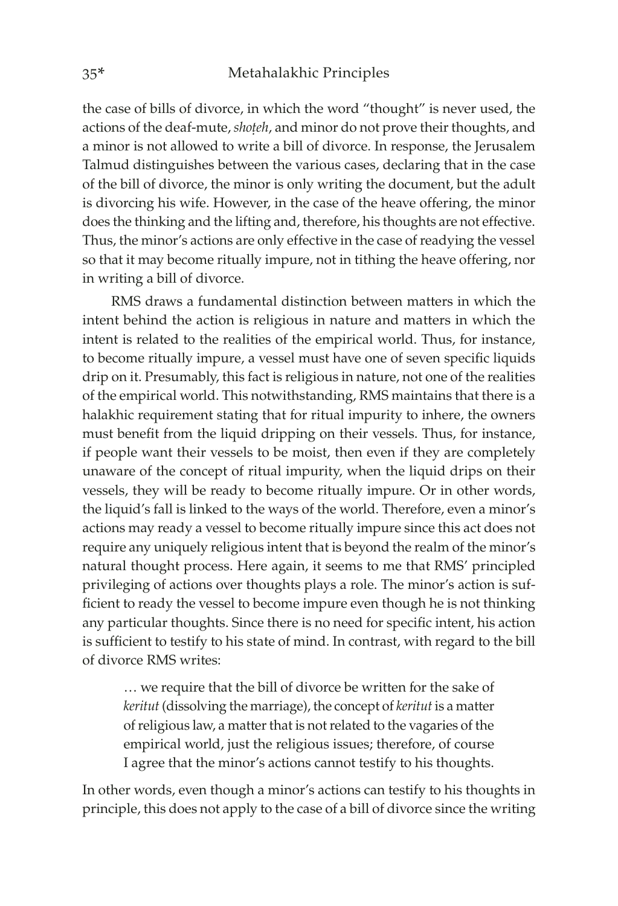the case of bills of divorce, in which the word "thought" is never used, the actions of the deaf-mute, *shoṭeh*, and minor do not prove their thoughts, and a minor is not allowed to write a bill of divorce. In response, the Jerusalem Talmud distinguishes between the various cases, declaring that in the case of the bill of divorce, the minor is only writing the document, but the adult is divorcing his wife. However, in the case of the heave offering, the minor does the thinking and the lifting and, therefore, his thoughts are not effective. Thus, the minor's actions are only effective in the case of readying the vessel so that it may become ritually impure, not in tithing the heave offering, nor in writing a bill of divorce.

RMS draws a fundamental distinction between matters in which the intent behind the action is religious in nature and matters in which the intent is related to the realities of the empirical world. Thus, for instance, to become ritually impure, a vessel must have one of seven specific liquids drip on it. Presumably, this fact is religious in nature, not one of the realities of the empirical world. This notwithstanding, RMS maintains that there is a halakhic requirement stating that for ritual impurity to inhere, the owners must benefit from the liquid dripping on their vessels. Thus, for instance, if people want their vessels to be moist, then even if they are completely unaware of the concept of ritual impurity, when the liquid drips on their vessels, they will be ready to become ritually impure. Or in other words, the liquid's fall is linked to the ways of the world. Therefore, even a minor's actions may ready a vessel to become ritually impure since this act does not require any uniquely religious intent that is beyond the realm of the minor's natural thought process. Here again, it seems to me that RMS' principled privileging of actions over thoughts plays a role. The minor's action is sufficient to ready the vessel to become impure even though he is not thinking any particular thoughts. Since there is no need for specific intent, his action is sufficient to testify to his state of mind. In contrast, with regard to the bill of divorce RMS writes:

> … we require that the bill of divorce be written for the sake of *keritut* (dissolving the marriage), the concept of *keritut* is a matter of religious law, a matter that is not related to the vagaries of the empirical world, just the religious issues; therefore, of course I agree that the minor's actions cannot testify to his thoughts.

In other words, even though a minor's actions can testify to his thoughts in principle, this does not apply to the case of a bill of divorce since the writing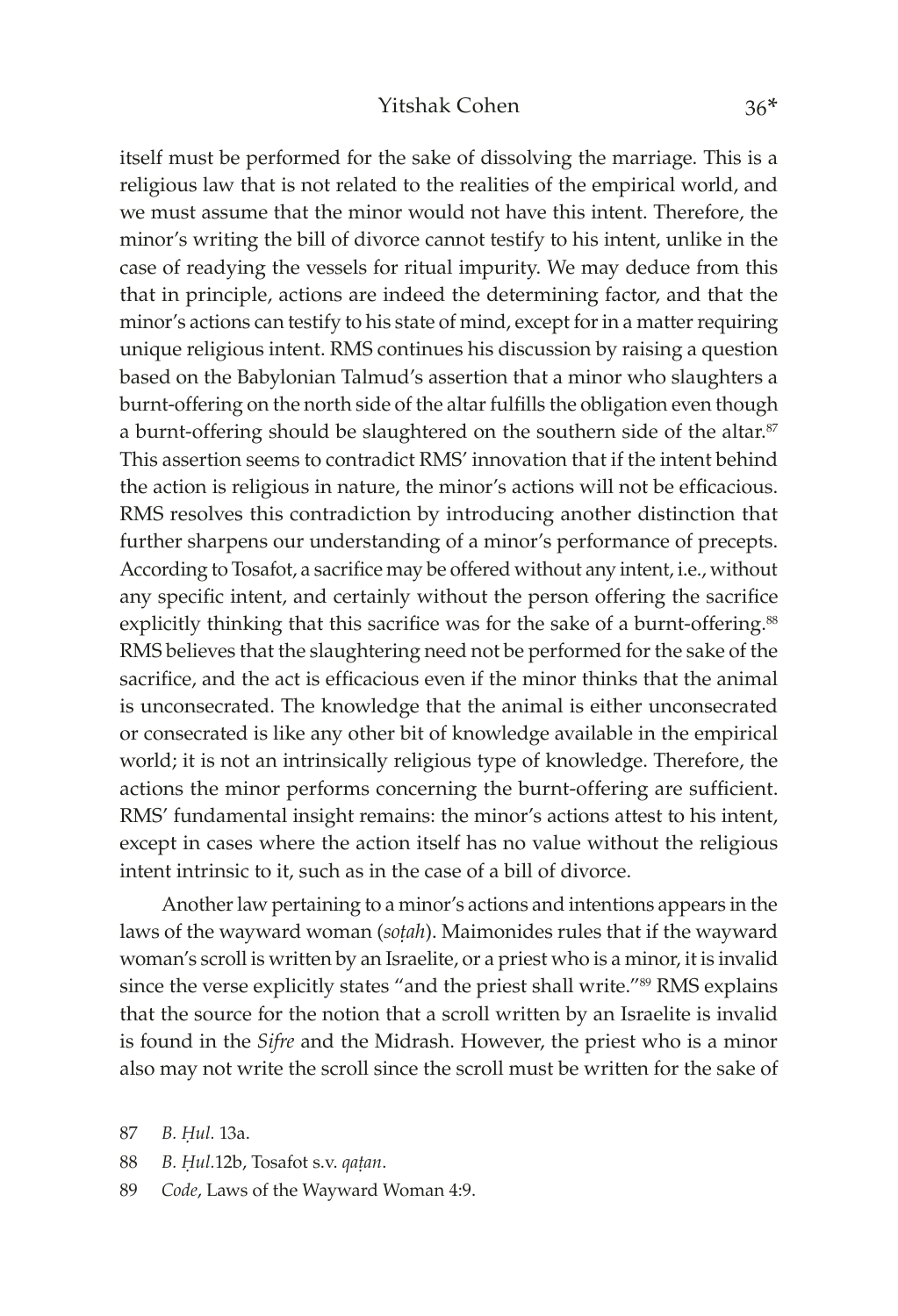itself must be performed for the sake of dissolving the marriage. This is a religious law that is not related to the realities of the empirical world, and we must assume that the minor would not have this intent. Therefore, the minor's writing the bill of divorce cannot testify to his intent, unlike in the case of readying the vessels for ritual impurity. We may deduce from this that in principle, actions are indeed the determining factor, and that the minor's actions can testify to his state of mind, except for in a matter requiring unique religious intent. RMS continues his discussion by raising a question based on the Babylonian Talmud's assertion that a minor who slaughters a burnt-offering on the north side of the altar fulfills the obligation even though a burnt-offering should be slaughtered on the southern side of the altar.[87] This assertion seems to contradict RMS' innovation that if the intent behind the action is religious in nature, the minor's actions will not be efficacious. RMS resolves this contradiction by introducing another distinction that further sharpens our understanding of a minor's performance of precepts. According to Tosafot, a sacrifice may be offered without any intent, i.e., without any specific intent, and certainly without the person offering the sacrifice explicitly thinking that this sacrifice was for the sake of a burnt-offering.[88] RMS believes that the slaughtering need not be performed for the sake of the sacrifice, and the act is efficacious even if the minor thinks that the animal is unconsecrated. The knowledge that the animal is either unconsecrated or consecrated is like any other bit of knowledge available in the empirical world; it is not an intrinsically religious type of knowledge. Therefore, the actions the minor performs concerning the burnt-offering are sufficient. RMS' fundamental insight remains: the minor's actions attest to his intent, except in cases where the action itself has no value without the religious intent intrinsic to it, such as in the case of a bill of divorce.

Another law pertaining to a minor's actions and intentions appears in the laws of the wayward woman (*soṭah*). Maimonides rules that if the wayward woman's scroll is written by an Israelite, or a priest who is a minor, it is invalid since the verse explicitly states "and the priest shall write."[89] RMS explains that the source for the notion that a scroll written by an Israelite is invalid is found in the *Sifre* and the Midrash. However, the priest who is a minor also may not write the scroll since the scroll must be written for the sake of

87 *B. Ḥul.* 13a.

88 *B. Ḥul.*12b, Tosafot s.v. *qaṭan*.

89 *Code*, Laws of the Wayward Woman 4:9.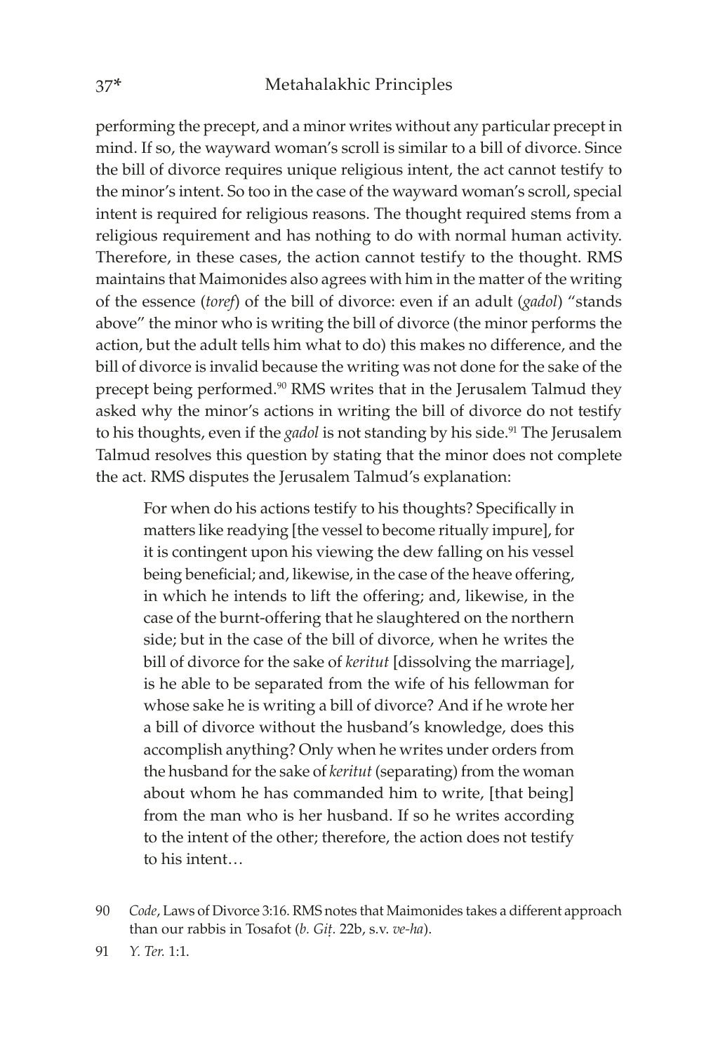performing the precept, and a minor writes without any particular precept in mind. If so, the wayward woman's scroll is similar to a bill of divorce. Since the bill of divorce requires unique religious intent, the act cannot testify to the minor's intent. So too in the case of the wayward woman's scroll, special intent is required for religious reasons. The thought required stems from a religious requirement and has nothing to do with normal human activity. Therefore, in these cases, the action cannot testify to the thought. RMS maintains that Maimonides also agrees with him in the matter of the writing of the essence (*toref*) of the bill of divorce: even if an adult (*gadol*) "stands above" the minor who is writing the bill of divorce (the minor performs the action, but the adult tells him what to do) this makes no difference, and the bill of divorce is invalid because the writing was not done for the sake of the precept being performed.[90] RMS writes that in the Jerusalem Talmud they asked why the minor's actions in writing the bill of divorce do not testify to his thoughts, even if the *gadol* is not standing by his side.[91] The Jerusalem Talmud resolves this question by stating that the minor does not complete the act. RMS disputes the Jerusalem Talmud's explanation:

> For when do his actions testify to his thoughts? Specifically in matters like readying [the vessel to become ritually impure], for it is contingent upon his viewing the dew falling on his vessel being beneficial; and, likewise, in the case of the heave offering, in which he intends to lift the offering; and, likewise, in the case of the burnt-offering that he slaughtered on the northern side; but in the case of the bill of divorce, when he writes the bill of divorce for the sake of *keritut* [dissolving the marriage], is he able to be separated from the wife of his fellowman for whose sake he is writing a bill of divorce? And if he wrote her a bill of divorce without the husband's knowledge, does this accomplish anything? Only when he writes under orders from the husband for the sake of *keritut* (separating) from the woman about whom he has commanded him to write, [that being] from the man who is her husband. If so he writes according to the intent of the other; therefore, the action does not testify to his intent…

90 *Code*, Laws of Divorce 3:16. RMS notes that Maimonides takes a different approach than our rabbis in Tosafot (*b. Giṭ.* 22b, s.v. *ve-ha*).

91 *Y. Ter.* 1:1.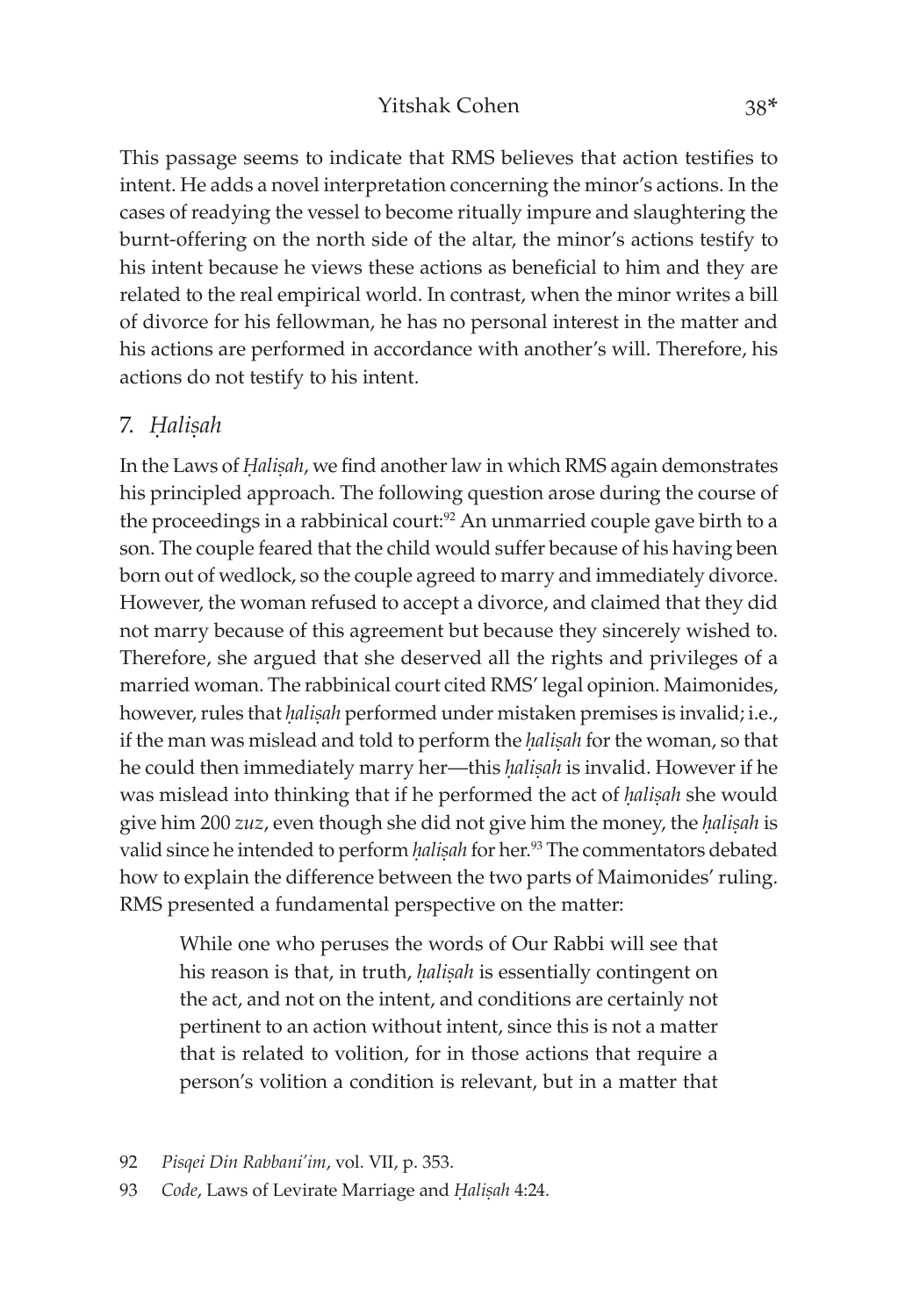This passage seems to indicate that RMS believes that action testifies to intent. He adds a novel interpretation concerning the minor's actions. In the cases of readying the vessel to become ritually impure and slaughtering the burnt-offering on the north side of the altar, the minor's actions testify to his intent because he views these actions as beneficial to him and they are related to the real empirical world. In contrast, when the minor writes a bill of divorce for his fellowman, he has no personal interest in the matter and his actions are performed in accordance with another's will. Therefore, his actions do not testify to his intent.

## 7. *Ḥaliṣah*

In the Laws of *Ḥaliṣah*, we find another law in which RMS again demonstrates his principled approach. The following question arose during the course of the proceedings in a rabbinical court:[92] An unmarried couple gave birth to a son. The couple feared that the child would suffer because of his having been born out of wedlock, so the couple agreed to marry and immediately divorce. However, the woman refused to accept a divorce, and claimed that they did not marry because of this agreement but because they sincerely wished to. Therefore, she argued that she deserved all the rights and privileges of a married woman. The rabbinical court cited RMS' legal opinion. Maimonides, however, rules that *ḥaliṣah* performed under mistaken premises is invalid; i.e., if the man was mislead and told to perform the *ḥaliṣah* for the woman, so that he could then immediately marry her—this *ḥaliṣah* is invalid. However if he was mislead into thinking that if he performed the act of *ḥaliṣah* she would give him 200 *zuz*, even though she did not give him the money, the *ḥaliṣah* is valid since he intended to perform *ḥaliṣah* for her.[93] The commentators debated how to explain the difference between the two parts of Maimonides' ruling. RMS presented a fundamental perspective on the matter:

> While one who peruses the words of Our Rabbi will see that his reason is that, in truth, *ḥaliṣah* is essentially contingent on the act, and not on the intent, and conditions are certainly not pertinent to an action without intent, since this is not a matter that is related to volition, for in those actions that require a person's volition a condition is relevant, but in a matter that

92 *Pisqei Din Rabbani'im*, vol. VII, p. 353.

93 *Code*, Laws of Levirate Marriage and *Ḥaliṣah* 4:24.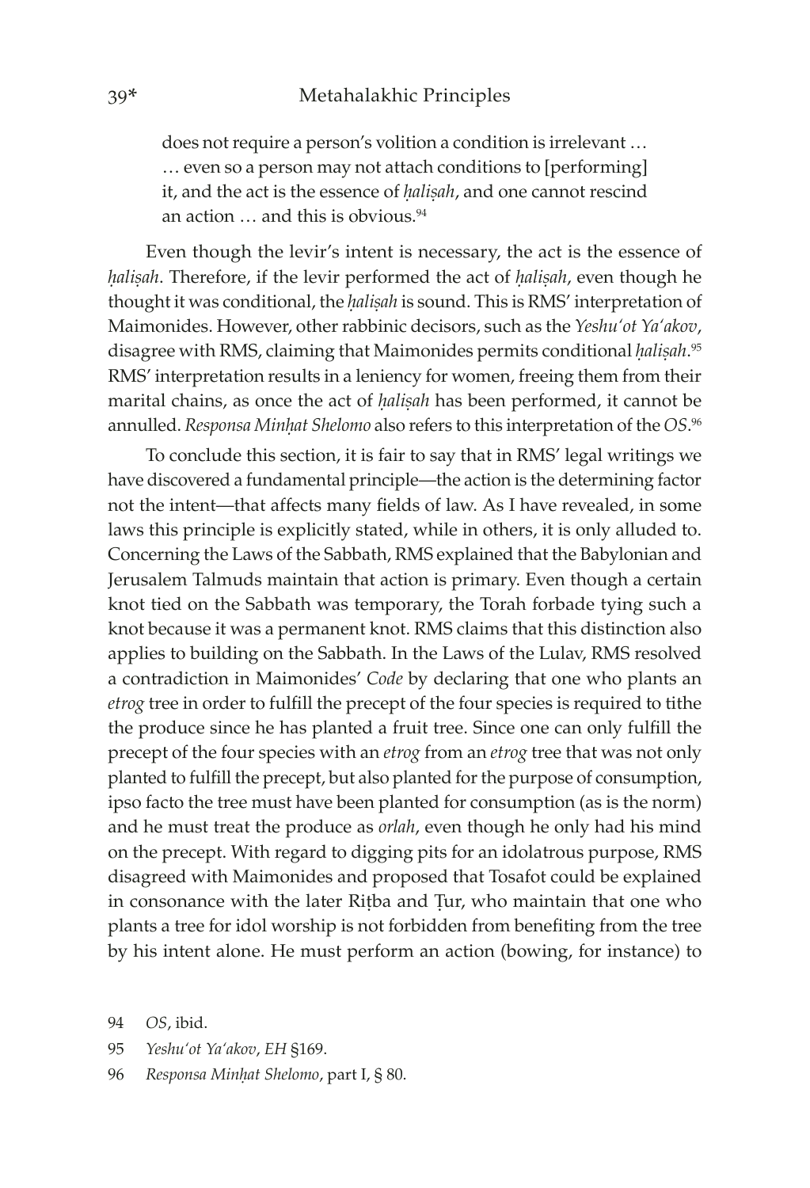does not require a person's volition a condition is irrelevant … … even so a person may not attach conditions to [performing] it, and the act is the essence of *ḥaliṣah*, and one cannot rescind an action … and this is obvious.[94]

Even though the levir's intent is necessary, the act is the essence of *ḥaliṣah*. Therefore, if the levir performed the act of *ḥaliṣah*, even though he thought it was conditional, the *ḥaliṣah* is sound. This is RMS' interpretation of Maimonides. However, other rabbinic decisors, such as the *Yeshu'ot Ya'akov*, disagree with RMS, claiming that Maimonides permits conditional *ḥaliṣah*.[95] RMS' interpretation results in a leniency for women, freeing them from their marital chains, as once the act of *ḥaliṣah* has been performed, it cannot be annulled. *Responsa Minḥat Shelomo* also refers to this interpretation of the *OS*.[96]

To conclude this section, it is fair to say that in RMS' legal writings we have discovered a fundamental principle—the action is the determining factor not the intent—that affects many fields of law. As I have revealed, in some laws this principle is explicitly stated, while in others, it is only alluded to. Concerning the Laws of the Sabbath, RMS explained that the Babylonian and Jerusalem Talmuds maintain that action is primary. Even though a certain knot tied on the Sabbath was temporary, the Torah forbade tying such a knot because it was a permanent knot. RMS claims that this distinction also applies to building on the Sabbath. In the Laws of the Lulav, RMS resolved a contradiction in Maimonides' *Code* by declaring that one who plants an *etrog* tree in order to fulfill the precept of the four species is required to tithe the produce since he has planted a fruit tree. Since one can only fulfill the precept of the four species with an *etrog* from an *etrog* tree that was not only planted to fulfill the precept, but also planted for the purpose of consumption, ipso facto the tree must have been planted for consumption (as is the norm) and he must treat the produce as *orlah*, even though he only had his mind on the precept. With regard to digging pits for an idolatrous purpose, RMS disagreed with Maimonides and proposed that Tosafot could be explained in consonance with the later Riṭba and Ṭur, who maintain that one who plants a tree for idol worship is not forbidden from benefiting from the tree by his intent alone. He must perform an action (bowing, for instance) to

94 *OS*, ibid.

95 *Yeshu'ot Ya'akov*, *EH* §169.

96 *Responsa Minḥat Shelomo*, part I, § 80.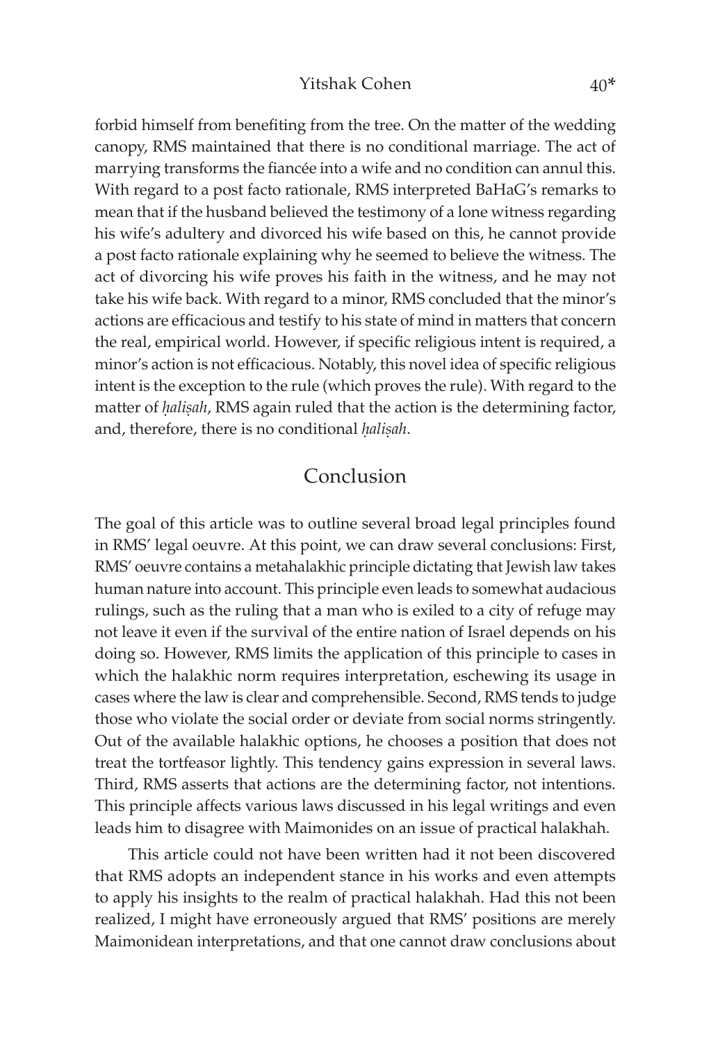forbid himself from benefiting from the tree. On the matter of the wedding canopy, RMS maintained that there is no conditional marriage. The act of marrying transforms the fiancée into a wife and no condition can annul this. With regard to a post facto rationale, RMS interpreted BaHaG's remarks to mean that if the husband believed the testimony of a lone witness regarding his wife's adultery and divorced his wife based on this, he cannot provide a post facto rationale explaining why he seemed to believe the witness. The act of divorcing his wife proves his faith in the witness, and he may not take his wife back. With regard to a minor, RMS concluded that the minor's actions are efficacious and testify to his state of mind in matters that concern the real, empirical world. However, if specific religious intent is required, a minor's action is not efficacious. Notably, this novel idea of specific religious intent is the exception to the rule (which proves the rule). With regard to the matter of *ḥaliṣah*, RMS again ruled that the action is the determining factor, and, therefore, there is no conditional *ḥaliṣah*.

## Conclusion

The goal of this article was to outline several broad legal principles found in RMS' legal oeuvre. At this point, we can draw several conclusions: First, RMS' oeuvre contains a metahalakhic principle dictating that Jewish law takes human nature into account. This principle even leads to somewhat audacious rulings, such as the ruling that a man who is exiled to a city of refuge may not leave it even if the survival of the entire nation of Israel depends on his doing so. However, RMS limits the application of this principle to cases in which the halakhic norm requires interpretation, eschewing its usage in cases where the law is clear and comprehensible. Second, RMS tends to judge those who violate the social order or deviate from social norms stringently. Out of the available halakhic options, he chooses a position that does not treat the tortfeasor lightly. This tendency gains expression in several laws. Third, RMS asserts that actions are the determining factor, not intentions. This principle affects various laws discussed in his legal writings and even leads him to disagree with Maimonides on an issue of practical halakhah.

This article could not have been written had it not been discovered that RMS adopts an independent stance in his works and even attempts to apply his insights to the realm of practical halakhah. Had this not been realized, I might have erroneously argued that RMS' positions are merely Maimonidean interpretations, and that one cannot draw conclusions about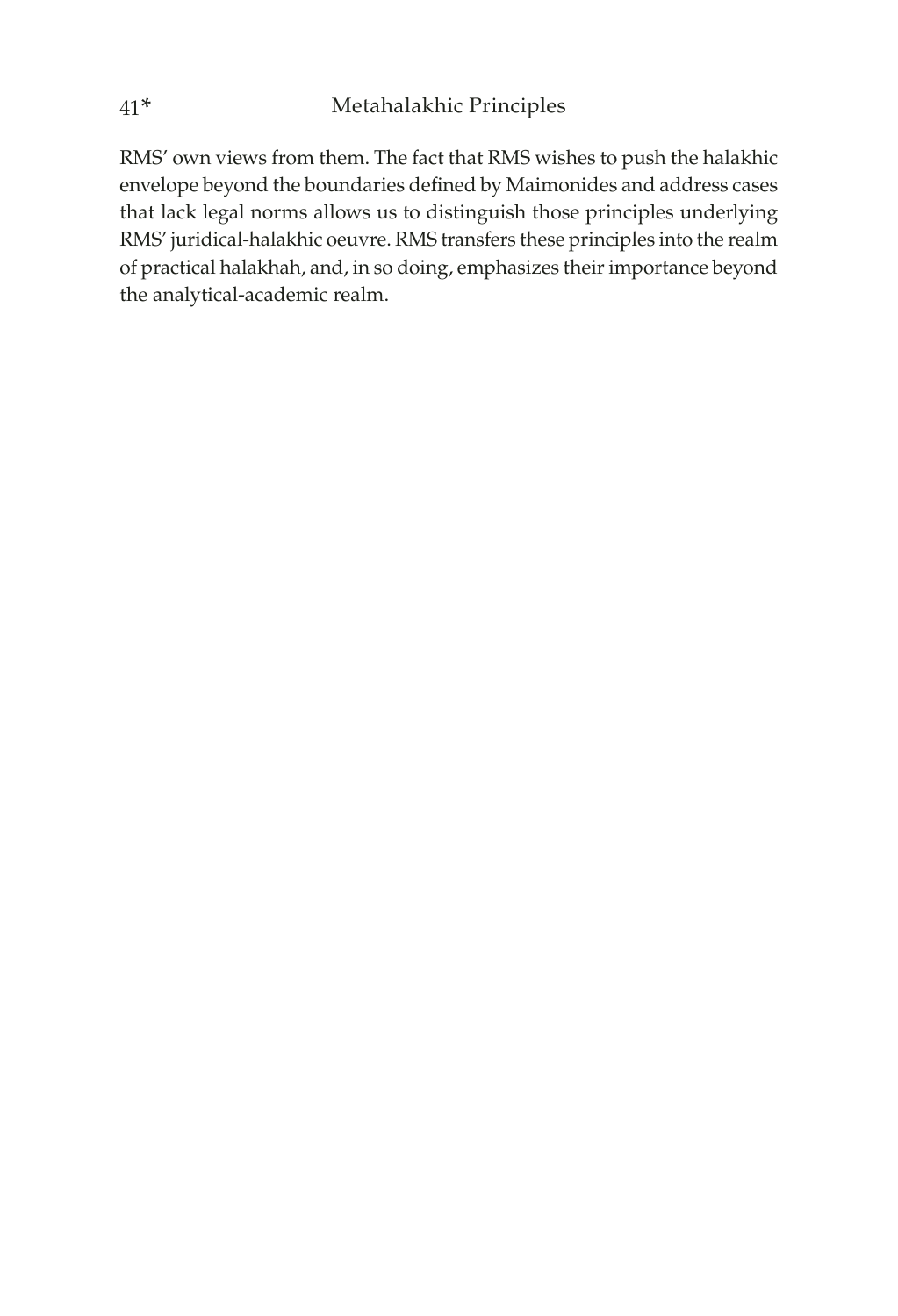RMS' own views from them. The fact that RMS wishes to push the halakhic envelope beyond the boundaries defined by Maimonides and address cases that lack legal norms allows us to distinguish those principles underlying RMS' juridical-halakhic oeuvre. RMS transfers these principles into the realm of practical halakhah, and, in so doing, emphasizes their importance beyond the analytical-academic realm.